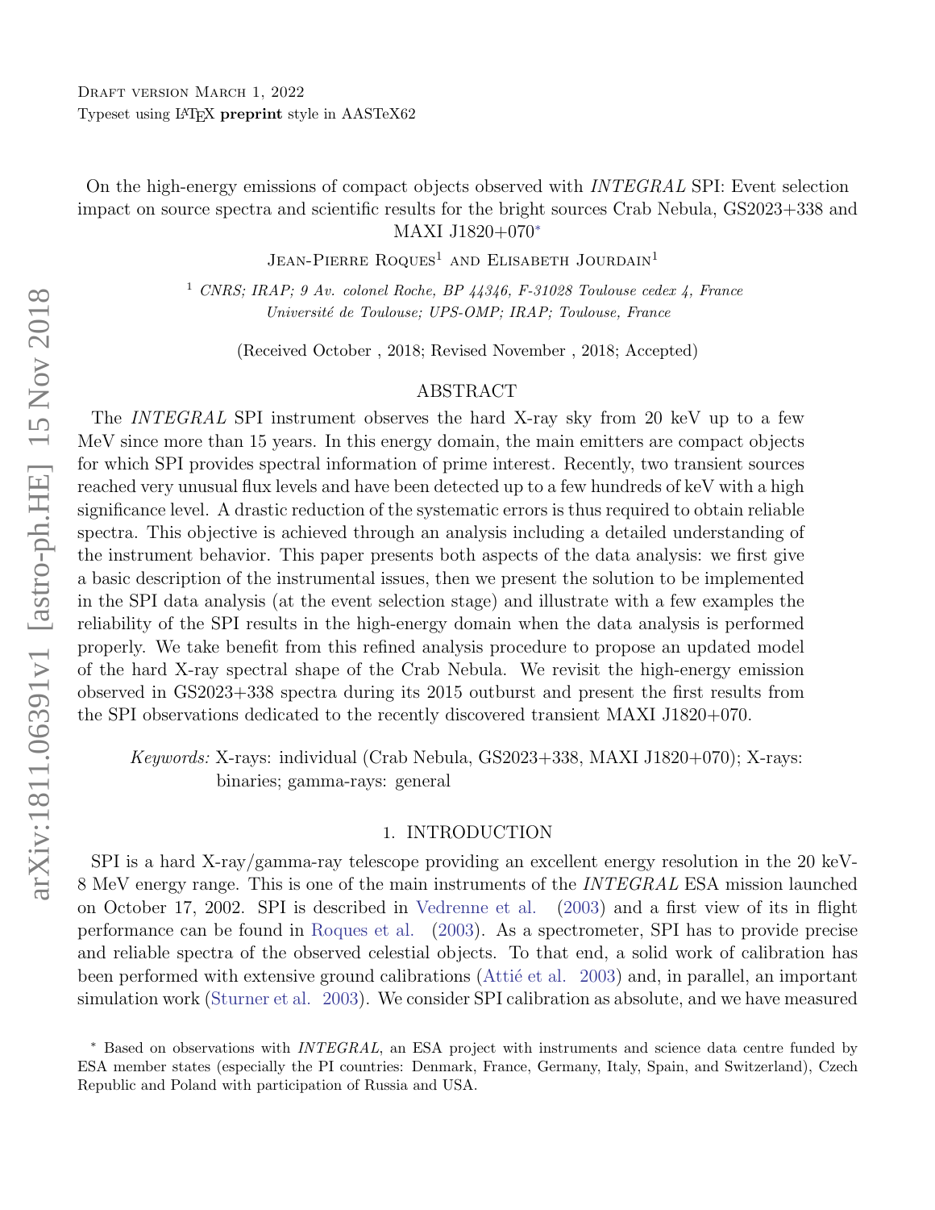Draft version March 1, 2022

Typeset using LaTeX **preprint** style in AASTeX62

# On the high-energy emissions of compact objects observed with *INTEGRAL* SPI: Event selection impact on source spectra and scientific results for the bright sources Crab Nebula, GS2023+338 and MAXI J1820+070*

Jean-Pierre Roques[1] and Elisabeth Jourdain[1]

[1] *CNRS; IRAP; 9 Av. colonel Roche, BP 44346, F-31028 Toulouse cedex 4, France*
*Université de Toulouse; UPS-OMP; IRAP; Toulouse, France*

(Received October , 2018; Revised November , 2018; Accepted)

## ABSTRACT

The *INTEGRAL* SPI instrument observes the hard X-ray sky from 20 keV up to a few MeV since more than 15 years. In this energy domain, the main emitters are compact objects for which SPI provides spectral information of prime interest. Recently, two transient sources reached very unusual flux levels and have been detected up to a few hundreds of keV with a high significance level. A drastic reduction of the systematic errors is thus required to obtain reliable spectra. This objective is achieved through an analysis including a detailed understanding of the instrument behavior. This paper presents both aspects of the data analysis: we first give a basic description of the instrumental issues, then we present the solution to be implemented in the SPI data analysis (at the event selection stage) and illustrate with a few examples the reliability of the SPI results in the high-energy domain when the data analysis is performed properly. We take benefit from this refined analysis procedure to propose an updated model of the hard X-ray spectral shape of the Crab Nebula. We revisit the high-energy emission observed in GS2023+338 spectra during its 2015 outburst and present the first results from the SPI observations dedicated to the recently discovered transient MAXI J1820+070.

*Keywords:* X-rays: individual (Crab Nebula, GS2023+338, MAXI J1820+070); X-rays: binaries; gamma-rays: general

## 1. INTRODUCTION

SPI is a hard X-ray/gamma-ray telescope providing an excellent energy resolution in the 20 keV-8 MeV energy range. This is one of the main instruments of the *INTEGRAL* ESA mission launched on October 17, 2002. SPI is described in Vedrenne et al. (2003) and a first view of its in flight performance can be found in Roques et al. (2003). As a spectrometer, SPI has to provide precise and reliable spectra of the observed celestial objects. To that end, a solid work of calibration has been performed with extensive ground calibrations (Attié et al. 2003) and, in parallel, an important simulation work (Sturner et al. 2003). We consider SPI calibration as absolute, and we have measured

* Based on observations with *INTEGRAL*, an ESA project with instruments and science data centre funded by ESA member states (especially the PI countries: Denmark, France, Germany, Italy, Spain, and Switzerland), Czech Republic and Poland with participation of Russia and USA.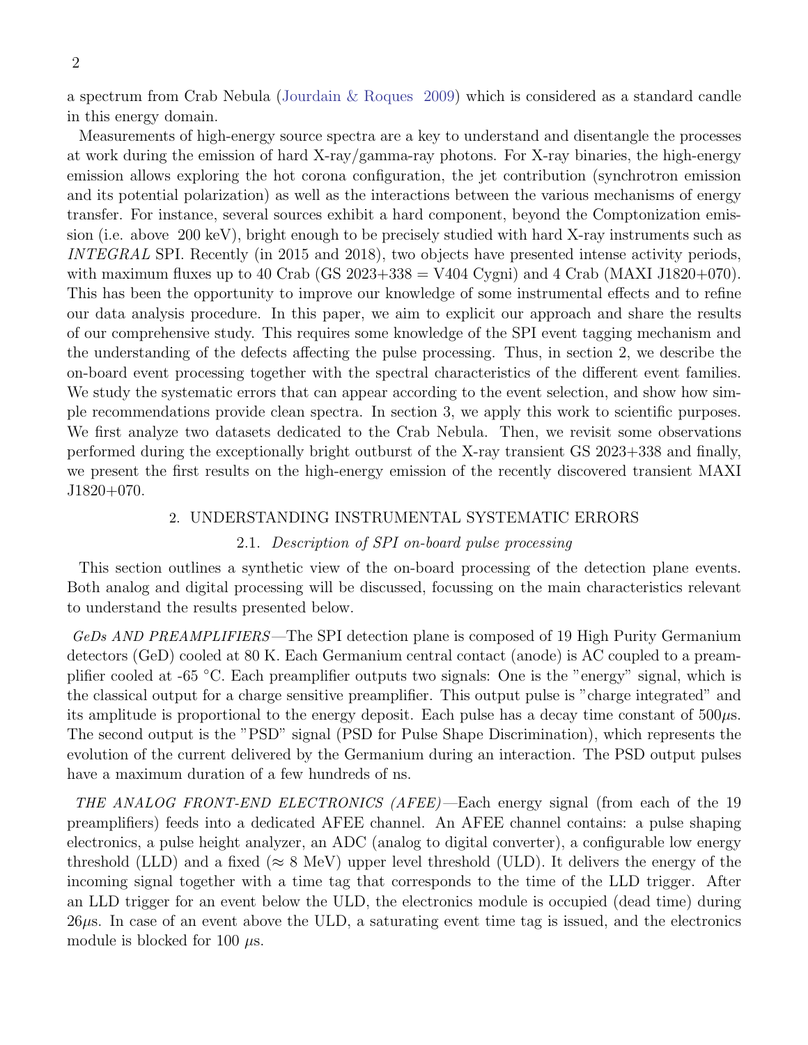a spectrum from Crab Nebula (Jourdain & Roques 2009) which is considered as a standard candle in this energy domain.

Measurements of high-energy source spectra are a key to understand and disentangle the processes at work during the emission of hard X-ray/gamma-ray photons. For X-ray binaries, the high-energy emission allows exploring the hot corona configuration, the jet contribution (synchrotron emission and its potential polarization) as well as the interactions between the various mechanisms of energy transfer. For instance, several sources exhibit a hard component, beyond the Comptonization emission (i.e. above 200 keV), bright enough to be precisely studied with hard X-ray instruments such as *INTEGRAL* SPI. Recently (in 2015 and 2018), two objects have presented intense activity periods, with maximum fluxes up to 40 Crab (GS 2023+338 = V404 Cygni) and 4 Crab (MAXI J1820+070). This has been the opportunity to improve our knowledge of some instrumental effects and to refine our data analysis procedure. In this paper, we aim to explicit our approach and share the results of our comprehensive study. This requires some knowledge of the SPI event tagging mechanism and the understanding of the defects affecting the pulse processing. Thus, in section 2, we describe the on-board event processing together with the spectral characteristics of the different event families. We study the systematic errors that can appear according to the event selection, and show how simple recommendations provide clean spectra. In section 3, we apply this work to scientific purposes. We first analyze two datasets dedicated to the Crab Nebula. Then, we revisit some observations performed during the exceptionally bright outburst of the X-ray transient GS 2023+338 and finally, we present the first results on the high-energy emission of the recently discovered transient MAXI J1820+070.

## 2. UNDERSTANDING INSTRUMENTAL SYSTEMATIC ERRORS

### 2.1. *Description of SPI on-board pulse processing*

This section outlines a synthetic view of the on-board processing of the detection plane events. Both analog and digital processing will be discussed, focussing on the main characteristics relevant to understand the results presented below.

*GeDs AND PREAMPLIFIERS*—The SPI detection plane is composed of 19 High Purity Germanium detectors (GeD) cooled at 80 K. Each Germanium central contact (anode) is AC coupled to a preamplifier cooled at -65 °C. Each preamplifier outputs two signals: One is the "energy" signal, which is the classical output for a charge sensitive preamplifier. This output pulse is "charge integrated" and its amplitude is proportional to the energy deposit. Each pulse has a decay time constant of $500\mu$s. The second output is the "PSD" signal (PSD for Pulse Shape Discrimination), which represents the evolution of the current delivered by the Germanium during an interaction. The PSD output pulses have a maximum duration of a few hundreds of ns.

*THE ANALOG FRONT-END ELECTRONICS (AFEE)*—Each energy signal (from each of the 19 preamplifiers) feeds into a dedicated AFEE channel. An AFEE channel contains: a pulse shaping electronics, a pulse height analyzer, an ADC (analog to digital converter), a configurable low energy threshold (LLD) and a fixed ($\approx$ 8 MeV) upper level threshold (ULD). It delivers the energy of the incoming signal together with a time tag that corresponds to the time of the LLD trigger. After an LLD trigger for an event below the ULD, the electronics module is occupied (dead time) during $26\mu$s. In case of an event above the ULD, a saturating event time tag is issued, and the electronics module is blocked for 100 $\mu$s.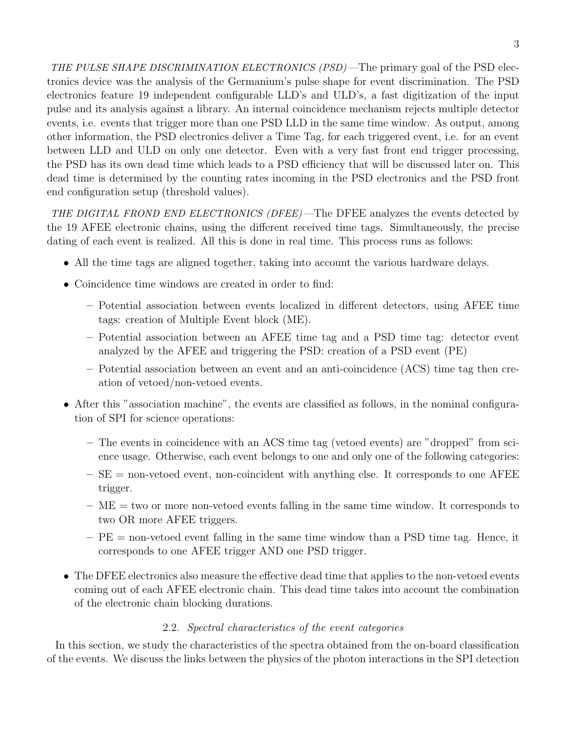*THE PULSE SHAPE DISCRIMINATION ELECTRONICS (PSD)*—The primary goal of the PSD electronics device was the analysis of the Germanium's pulse shape for event discrimination. The PSD electronics feature 19 independent configurable LLD's and ULD's, a fast digitization of the input pulse and its analysis against a library. An internal coincidence mechanism rejects multiple detector events, i.e. events that trigger more than one PSD LLD in the same time window. As output, among other information, the PSD electronics deliver a Time Tag, for each triggered event, i.e. for an event between LLD and ULD on only one detector. Even with a very fast front end trigger processing, the PSD has its own dead time which leads to a PSD efficiency that will be discussed later on. This dead time is determined by the counting rates incoming in the PSD electronics and the PSD front end configuration setup (threshold values).

*THE DIGITAL FROND END ELECTRONICS (DFEE)*—The DFEE analyzes the events detected by the 19 AFEE electronic chains, using the different received time tags. Simultaneously, the precise dating of each event is realized. All this is done in real time. This process runs as follows:

- All the time tags are aligned together, taking into account the various hardware delays.
- Coincidence time windows are created in order to find:
  - Potential association between events localized in different detectors, using AFEE time tags: creation of Multiple Event block (ME).
  - Potential association between an AFEE time tag and a PSD time tag: detector event analyzed by the AFEE and triggering the PSD: creation of a PSD event (PE)
  - Potential association between an event and an anti-coincidence (ACS) time tag then creation of vetoed/non-vetoed events.
- After this "association machine", the events are classified as follows, in the nominal configuration of SPI for science operations:
  - The events in coincidence with an ACS time tag (vetoed events) are "dropped" from science usage. Otherwise, each event belongs to one and only one of the following categories:
  - SE = non-vetoed event, non-coincident with anything else. It corresponds to one AFEE trigger.
  - ME = two or more non-vetoed events falling in the same time window. It corresponds to two OR more AFEE triggers.
  - PE = non-vetoed event falling in the same time window than a PSD time tag. Hence, it corresponds to one AFEE trigger AND one PSD trigger.
- The DFEE electronics also measure the effective dead time that applies to the non-vetoed events coming out of each AFEE electronic chain. This dead time takes into account the combination of the electronic chain blocking durations.

### 2.2. *Spectral characteristics of the event categories*

In this section, we study the characteristics of the spectra obtained from the on-board classification of the events. We discuss the links between the physics of the photon interactions in the SPI detection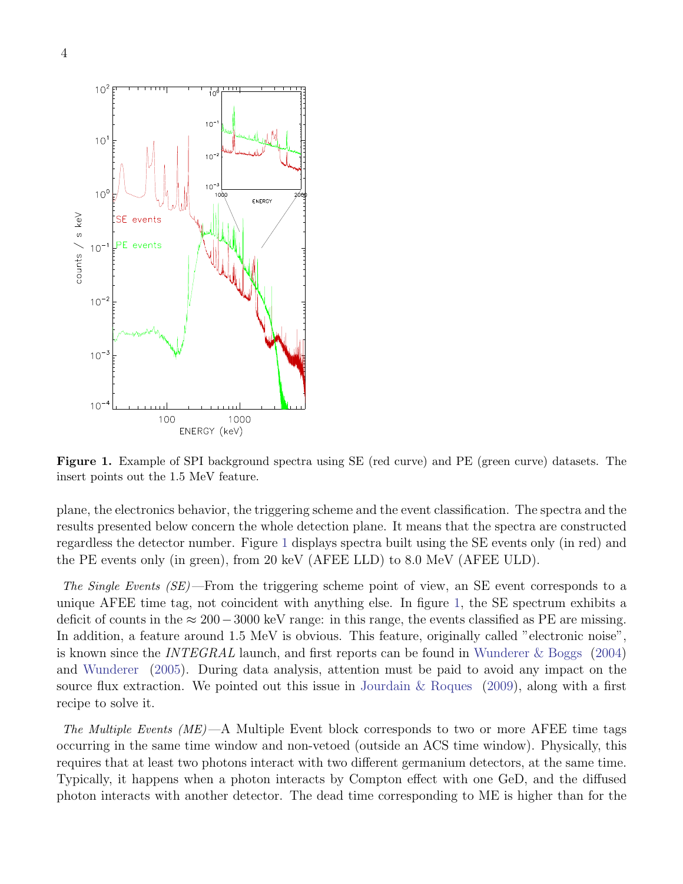**Figure 1.** Example of SPI background spectra using SE (red curve) and PE (green curve) datasets. The insert points out the 1.5 MeV feature.

plane, the electronics behavior, the triggering scheme and the event classification. The spectra and the results presented below concern the whole detection plane. It means that the spectra are constructed regardless the detector number. Figure 1 displays spectra built using the SE events only (in red) and the PE events only (in green), from 20 keV (AFEE LLD) to 8.0 MeV (AFEE ULD).

*The Single Events (SE)*—From the triggering scheme point of view, an SE event corresponds to a unique AFEE time tag, not coincident with anything else. In figure 1, the SE spectrum exhibits a deficit of counts in the $\approx 200-3000$ keV range: in this range, the events classified as PE are missing. In addition, a feature around 1.5 MeV is obvious. This feature, originally called "electronic noise", is known since the *INTEGRAL* launch, and first reports can be found in Wunderer & Boggs (2004) and Wunderer (2005). During data analysis, attention must be paid to avoid any impact on the source flux extraction. We pointed out this issue in Jourdain & Roques (2009), along with a first recipe to solve it.

*The Multiple Events (ME)*—A Multiple Event block corresponds to two or more AFEE time tags occurring in the same time window and non-vetoed (outside an ACS time window). Physically, this requires that at least two photons interact with two different germanium detectors, at the same time. Typically, it happens when a photon interacts by Compton effect with one GeD, and the diffused photon interacts with another detector. The dead time corresponding to ME is higher than for the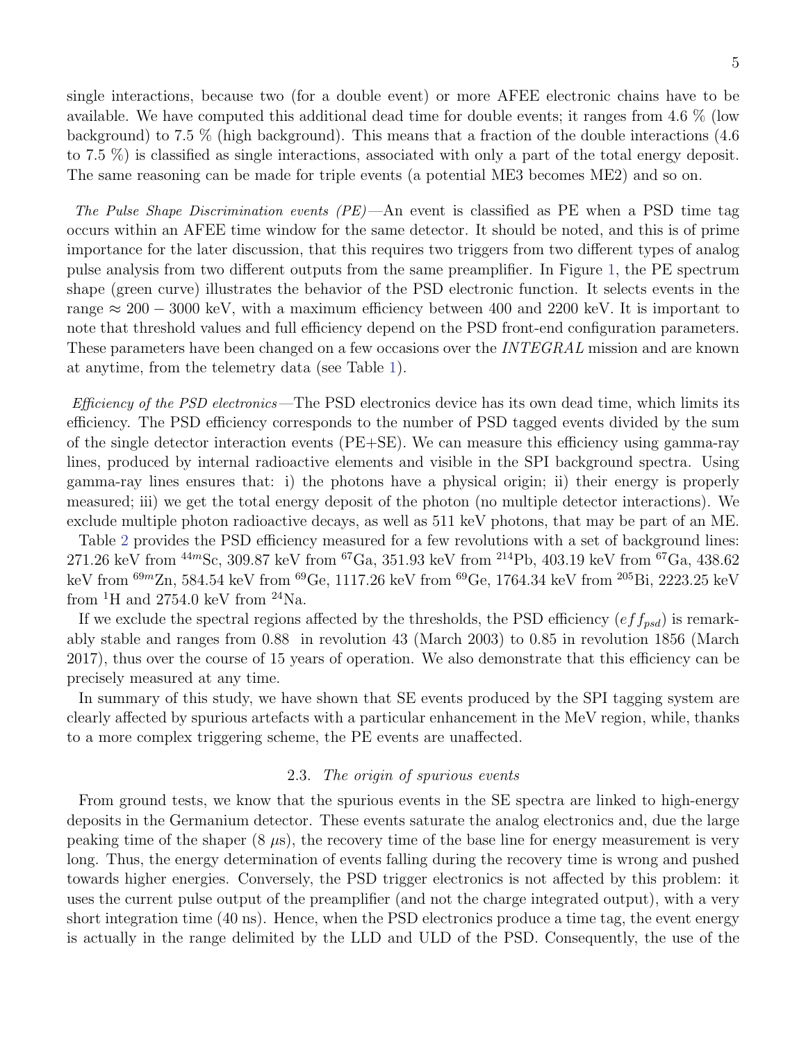single interactions, because two (for a double event) or more AFEE electronic chains have to be available. We have computed this additional dead time for double events; it ranges from 4.6 % (low background) to 7.5 % (high background). This means that a fraction of the double interactions (4.6 to 7.5 %) is classified as single interactions, associated with only a part of the total energy deposit. The same reasoning can be made for triple events (a potential ME3 becomes ME2) and so on.

*The Pulse Shape Discrimination events (PE)*—An event is classified as PE when a PSD time tag occurs within an AFEE time window for the same detector. It should be noted, and this is of prime importance for the later discussion, that this requires two triggers from two different types of analog pulse analysis from two different outputs from the same preamplifier. In Figure 1, the PE spectrum shape (green curve) illustrates the behavior of the PSD electronic function. It selects events in the range $\approx 200 - 3000$ keV, with a maximum efficiency between 400 and 2200 keV. It is important to note that threshold values and full efficiency depend on the PSD front-end configuration parameters. These parameters have been changed on a few occasions over the *INTEGRAL* mission and are known at anytime, from the telemetry data (see Table 1).

*Efficiency of the PSD electronics*—The PSD electronics device has its own dead time, which limits its efficiency. The PSD efficiency corresponds to the number of PSD tagged events divided by the sum of the single detector interaction events (PE+SE). We can measure this efficiency using gamma-ray lines, produced by internal radioactive elements and visible in the SPI background spectra. Using gamma-ray lines ensures that: i) the photons have a physical origin; ii) their energy is properly measured; iii) we get the total energy deposit of the photon (no multiple detector interactions). We exclude multiple photon radioactive decays, as well as 511 keV photons, that may be part of an ME.

Table 2 provides the PSD efficiency measured for a few revolutions with a set of background lines: 271.26 keV from $^{44m}$Sc, 309.87 keV from $^{67}$Ga, 351.93 keV from $^{214}$Pb, 403.19 keV from $^{67}$Ga, 438.62 keV from $^{69m}$Zn, 584.54 keV from $^{69}$Ge, 1117.26 keV from $^{69}$Ge, 1764.34 keV from $^{205}$Bi, 2223.25 keV from $^{1}$H and 2754.0 keV from $^{24}$Na.

If we exclude the spectral regions affected by the thresholds, the PSD efficiency ($eff_{psd}$) is remarkably stable and ranges from 0.88 in revolution 43 (March 2003) to 0.85 in revolution 1856 (March 2017), thus over the course of 15 years of operation. We also demonstrate that this efficiency can be precisely measured at any time.

In summary of this study, we have shown that SE events produced by the SPI tagging system are clearly affected by spurious artefacts with a particular enhancement in the MeV region, while, thanks to a more complex triggering scheme, the PE events are unaffected.

### 2.3. *The origin of spurious events*

From ground tests, we know that the spurious events in the SE spectra are linked to high-energy deposits in the Germanium detector. These events saturate the analog electronics and, due the large peaking time of the shaper (8 $\mu$s), the recovery time of the base line for energy measurement is very long. Thus, the energy determination of events falling during the recovery time is wrong and pushed towards higher energies. Conversely, the PSD trigger electronics is not affected by this problem: it uses the current pulse output of the preamplifier (and not the charge integrated output), with a very short integration time (40 ns). Hence, when the PSD electronics produce a time tag, the event energy is actually in the range delimited by the LLD and ULD of the PSD. Consequently, the use of the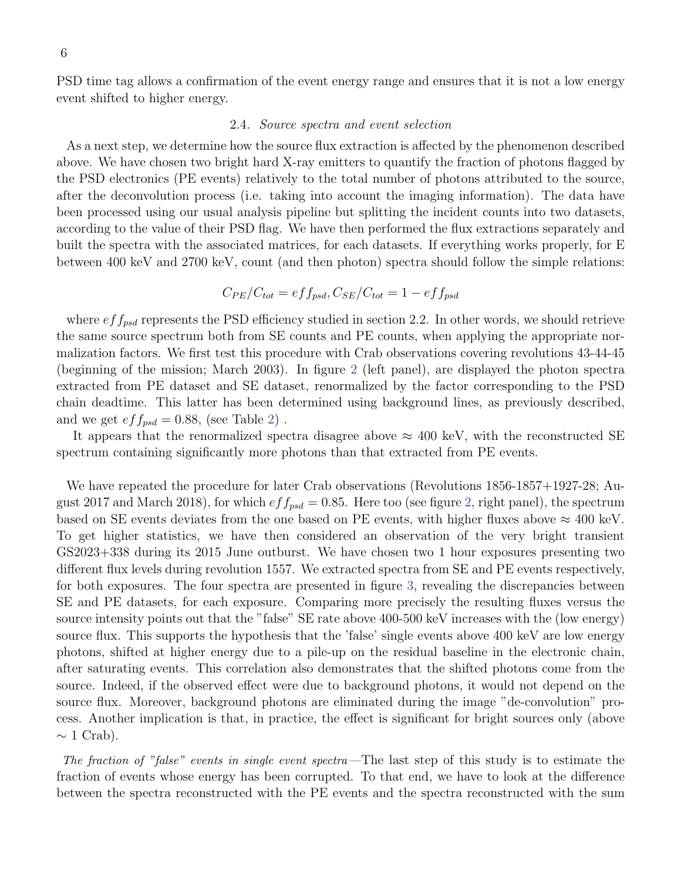PSD time tag allows a confirmation of the event energy range and ensures that it is not a low energy event shifted to higher energy.

### 2.4. *Source spectra and event selection*

As a next step, we determine how the source flux extraction is affected by the phenomenon described above. We have chosen two bright hard X-ray emitters to quantify the fraction of photons flagged by the PSD electronics (PE events) relatively to the total number of photons attributed to the source, after the deconvolution process (i.e. taking into account the imaging information). The data have been processed using our usual analysis pipeline but splitting the incident counts into two datasets, according to the value of their PSD flag. We have then performed the flux extractions separately and built the spectra with the associated matrices, for each datasets. If everything works properly, for E between 400 keV and 2700 keV, count (and then photon) spectra should follow the simple relations:

$$C_{PE}/C_{tot} = eff_{psd}, C_{SE}/C_{tot} = 1 - eff_{psd}$$

where $eff_{psd}$ represents the PSD efficiency studied in section 2.2. In other words, we should retrieve the same source spectrum both from SE counts and PE counts, when applying the appropriate normalization factors. We first test this procedure with Crab observations covering revolutions 43-44-45 (beginning of the mission; March 2003). In figure 2 (left panel), are displayed the photon spectra extracted from PE dataset and SE dataset, renormalized by the factor corresponding to the PSD chain deadtime. This latter has been determined using background lines, as previously described, and we get $eff_{psd} = 0.88$, (see Table 2) .

It appears that the renormalized spectra disagree above $\approx$ 400 keV, with the reconstructed SE spectrum containing significantly more photons than that extracted from PE events.

We have repeated the procedure for later Crab observations (Revolutions 1856-1857+1927-28; August 2017 and March 2018), for which $eff_{psd} = 0.85$. Here too (see figure 2, right panel), the spectrum based on SE events deviates from the one based on PE events, with higher fluxes above $\approx$ 400 keV. To get higher statistics, we have then considered an observation of the very bright transient GS2023+338 during its 2015 June outburst. We have chosen two 1 hour exposures presenting two different flux levels during revolution 1557. We extracted spectra from SE and PE events respectively, for both exposures. The four spectra are presented in figure 3, revealing the discrepancies between SE and PE datasets, for each exposure. Comparing more precisely the resulting fluxes versus the source intensity points out that the "false" SE rate above 400-500 keV increases with the (low energy) source flux. This supports the hypothesis that the 'false' single events above 400 keV are low energy photons, shifted at higher energy due to a pile-up on the residual baseline in the electronic chain, after saturating events. This correlation also demonstrates that the shifted photons come from the source. Indeed, if the observed effect were due to background photons, it would not depend on the source flux. Moreover, background photons are eliminated during the image "de-convolution" process. Another implication is that, in practice, the effect is significant for bright sources only (above $\sim$ 1 Crab).

*The fraction of "false" events in single event spectra*—The last step of this study is to estimate the fraction of events whose energy has been corrupted. To that end, we have to look at the difference between the spectra reconstructed with the PE events and the spectra reconstructed with the sum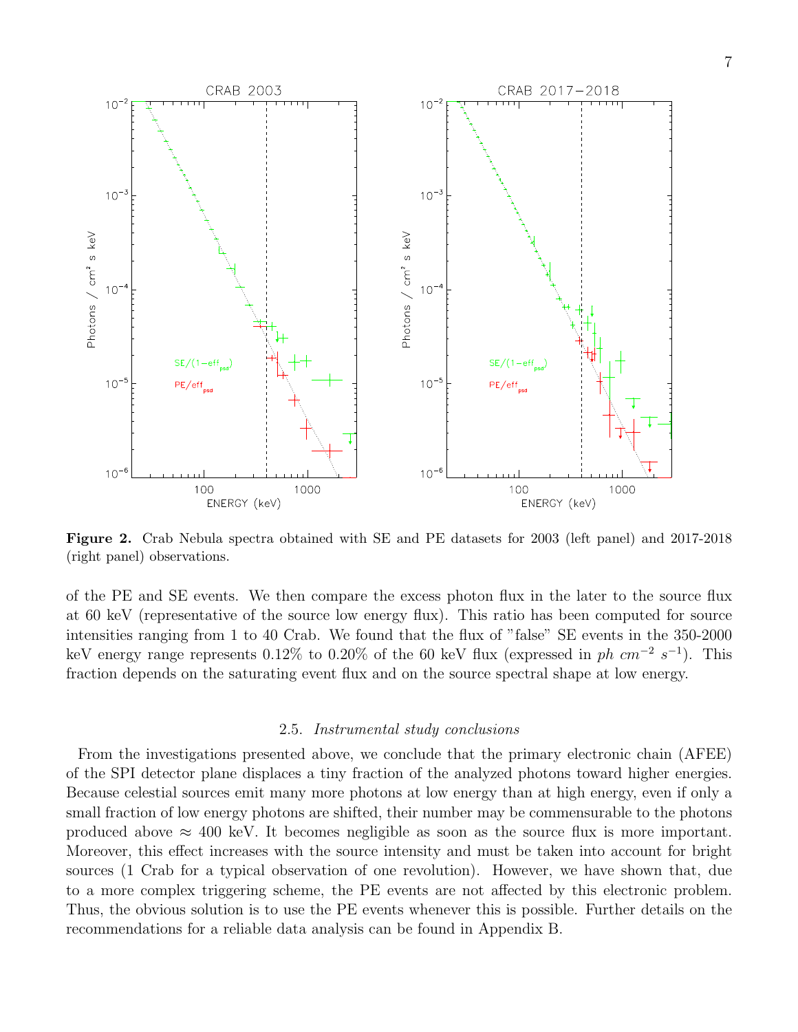**Figure 2.** Crab Nebula spectra obtained with SE and PE datasets for 2003 (left panel) and 2017-2018 (right panel) observations.

of the PE and SE events. We then compare the excess photon flux in the later to the source flux at 60 keV (representative of the source low energy flux). This ratio has been computed for source intensities ranging from 1 to 40 Crab. We found that the flux of "false" SE events in the 350-2000 keV energy range represents 0.12% to 0.20% of the 60 keV flux (expressed in $ph\ cm^{-2}\ s^{-1}$). This fraction depends on the saturating event flux and on the source spectral shape at low energy.

### 2.5. *Instrumental study conclusions*

From the investigations presented above, we conclude that the primary electronic chain (AFEE) of the SPI detector plane displaces a tiny fraction of the analyzed photons toward higher energies. Because celestial sources emit many more photons at low energy than at high energy, even if only a small fraction of low energy photons are shifted, their number may be commensurable to the photons produced above $\approx$ 400 keV. It becomes negligible as soon as the source flux is more important. Moreover, this effect increases with the source intensity and must be taken into account for bright sources (1 Crab for a typical observation of one revolution). However, we have shown that, due to a more complex triggering scheme, the PE events are not affected by this electronic problem. Thus, the obvious solution is to use the PE events whenever this is possible. Further details on the recommendations for a reliable data analysis can be found in Appendix B.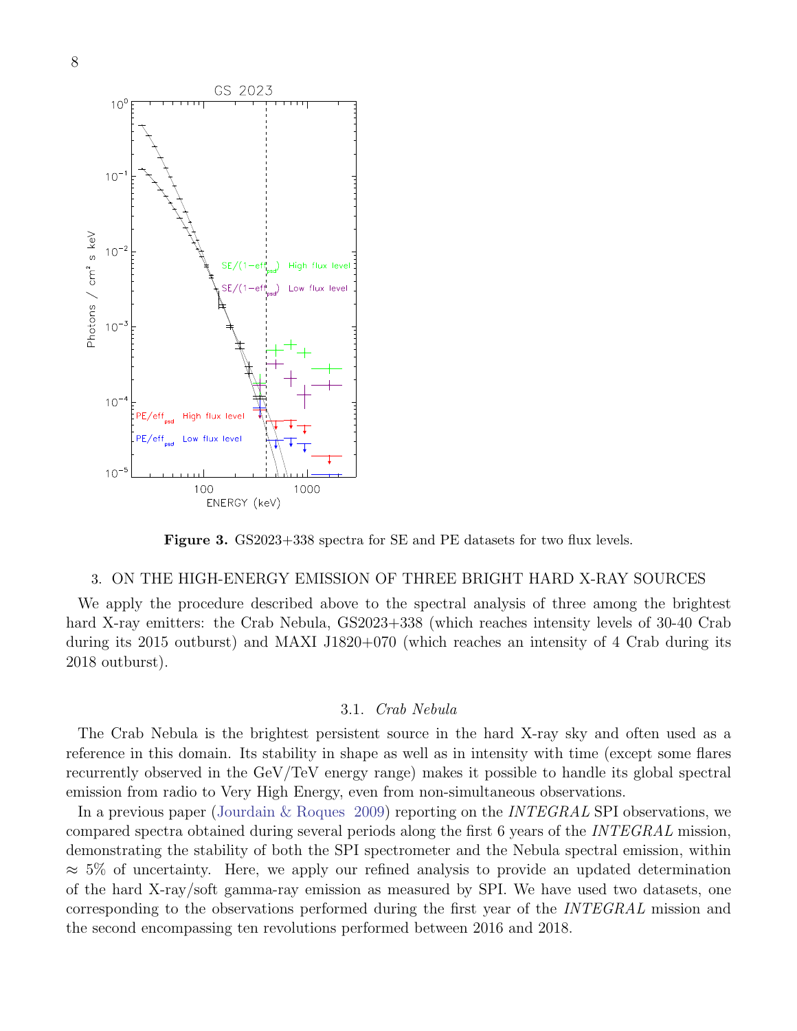**Figure 3.** GS2023+338 spectra for SE and PE datasets for two flux levels.

## 3. ON THE HIGH-ENERGY EMISSION OF THREE BRIGHT HARD X-RAY SOURCES

We apply the procedure described above to the spectral analysis of three among the brightest hard X-ray emitters: the Crab Nebula, GS2023+338 (which reaches intensity levels of 30-40 Crab during its 2015 outburst) and MAXI J1820+070 (which reaches an intensity of 4 Crab during its 2018 outburst).

### 3.1. *Crab Nebula*

The Crab Nebula is the brightest persistent source in the hard X-ray sky and often used as a reference in this domain. Its stability in shape as well as in intensity with time (except some flares recurrently observed in the GeV/TeV energy range) makes it possible to handle its global spectral emission from radio to Very High Energy, even from non-simultaneous observations.

In a previous paper (Jourdain & Roques 2009) reporting on the *INTEGRAL* SPI observations, we compared spectra obtained during several periods along the first 6 years of the *INTEGRAL* mission, demonstrating the stability of both the SPI spectrometer and the Nebula spectral emission, within $\approx$ 5% of uncertainty. Here, we apply our refined analysis to provide an updated determination of the hard X-ray/soft gamma-ray emission as measured by SPI. We have used two datasets, one corresponding to the observations performed during the first year of the *INTEGRAL* mission and the second encompassing ten revolutions performed between 2016 and 2018.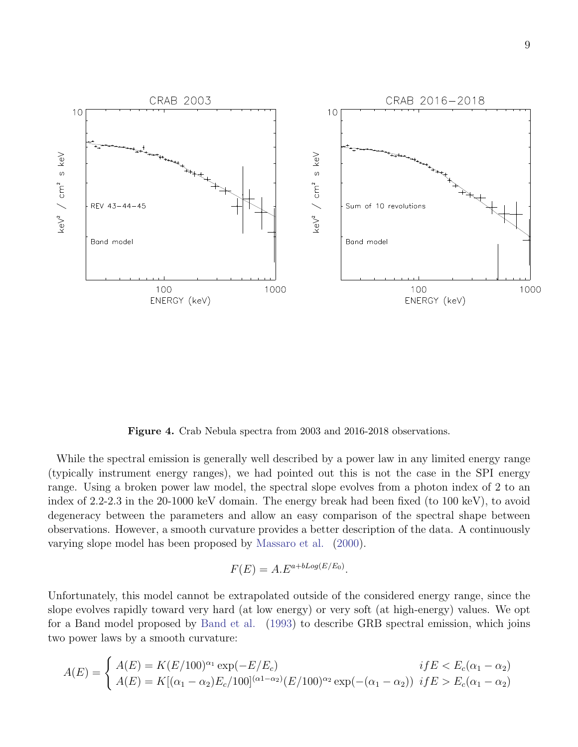**Figure 4.** Crab Nebula spectra from 2003 and 2016-2018 observations.

While the spectral emission is generally well described by a power law in any limited energy range (typically instrument energy ranges), we had pointed out this is not the case in the SPI energy range. Using a broken power law model, the spectral slope evolves from a photon index of 2 to an index of 2.2-2.3 in the 20-1000 keV domain. The energy break had been fixed (to 100 keV), to avoid degeneracy between the parameters and allow an easy comparison of the spectral shape between observations. However, a smooth curvature provides a better description of the data. A continuously varying slope model has been proposed by Massaro et al. (2000).

$$F(E) = A.E^{a+bLog(E/E_0)}.$$

Unfortunately, this model cannot be extrapolated outside of the considered energy range, since the slope evolves rapidly toward very hard (at low energy) or very soft (at high-energy) values. We opt for a Band model proposed by Band et al. (1993) to describe GRB spectral emission, which joins two power laws by a smooth curvature:

$$A(E) = \begin{cases} A(E) = K(E/100)^{\alpha_1} \exp(-E/E_c) & if E < E_c(\alpha_1 - \alpha_2) \\ A(E) = K[(\alpha_1 - \alpha_2)E_c/100]^{(\alpha 1 - \alpha_2)}(E/100)^{\alpha_2} \exp(-(\alpha_1 - \alpha_2)) & if E > E_c(\alpha_1 - \alpha_2) \end{cases}$$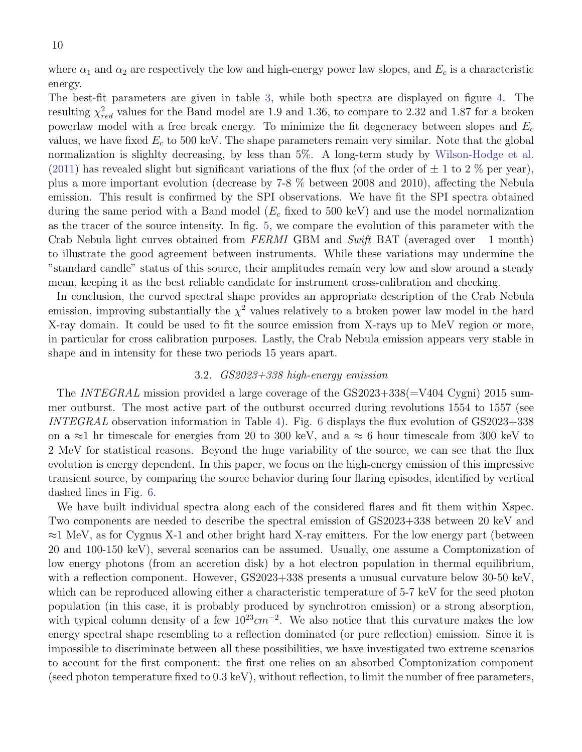where $\alpha_1$ and $\alpha_2$ are respectively the low and high-energy power law slopes, and $E_c$ is a characteristic energy.

The best-fit parameters are given in table 3, while both spectra are displayed on figure 4. The resulting $\chi^2_{red}$ values for the Band model are 1.9 and 1.36, to compare to 2.32 and 1.87 for a broken powerlaw model with a free break energy. To minimize the fit degeneracy between slopes and $E_c$ values, we have fixed $E_c$ to 500 keV. The shape parameters remain very similar. Note that the global normalization is slighlty decreasing, by less than 5%. A long-term study by Wilson-Hodge et al. (2011) has revealed slight but significant variations of the flux (of the order of $\pm$ 1 to 2 % per year), plus a more important evolution (decrease by 7-8 % between 2008 and 2010), affecting the Nebula emission. This result is confirmed by the SPI observations. We have fit the SPI spectra obtained during the same period with a Band model ($E_c$ fixed to 500 keV) and use the model normalization as the tracer of the source intensity. In fig. 5, we compare the evolution of this parameter with the Crab Nebula light curves obtained from *FERMI* GBM and *Swift* BAT (averaged over 1 month) to illustrate the good agreement between instruments. While these variations may undermine the "standard candle" status of this source, their amplitudes remain very low and slow around a steady mean, keeping it as the best reliable candidate for instrument cross-calibration and checking.

In conclusion, the curved spectral shape provides an appropriate description of the Crab Nebula emission, improving substantially the $\chi^2$ values relatively to a broken power law model in the hard X-ray domain. It could be used to fit the source emission from X-rays up to MeV region or more, in particular for cross calibration purposes. Lastly, the Crab Nebula emission appears very stable in shape and in intensity for these two periods 15 years apart.

### 3.2. *GS2023+338 high-energy emission*

The *INTEGRAL* mission provided a large coverage of the GS2023+338(=V404 Cygni) 2015 summer outburst. The most active part of the outburst occurred during revolutions 1554 to 1557 (see *INTEGRAL* observation information in Table 4). Fig. 6 displays the flux evolution of GS2023+338 on a $\approx$1 hr timescale for energies from 20 to 300 keV, and a $\approx$ 6 hour timescale from 300 keV to 2 MeV for statistical reasons. Beyond the huge variability of the source, we can see that the flux evolution is energy dependent. In this paper, we focus on the high-energy emission of this impressive transient source, by comparing the source behavior during four flaring episodes, identified by vertical dashed lines in Fig. 6.

We have built individual spectra along each of the considered flares and fit them within Xspec. Two components are needed to describe the spectral emission of GS2023+338 between 20 keV and $\approx$1 MeV, as for Cygnus X-1 and other bright hard X-ray emitters. For the low energy part (between 20 and 100-150 keV), several scenarios can be assumed. Usually, one assume a Comptonization of low energy photons (from an accretion disk) by a hot electron population in thermal equilibrium, with a reflection component. However, GS2023+338 presents a unusual curvature below 30-50 keV, which can be reproduced allowing either a characteristic temperature of 5-7 keV for the seed photon population (in this case, it is probably produced by synchrotron emission) or a strong absorption, with typical column density of a few $10^{23} cm^{-2}$. We also notice that this curvature makes the low energy spectral shape resembling to a reflection dominated (or pure reflection) emission. Since it is impossible to discriminate between all these possibilities, we have investigated two extreme scenarios to account for the first component: the first one relies on an absorbed Comptonization component (seed photon temperature fixed to 0.3 keV), without reflection, to limit the number of free parameters,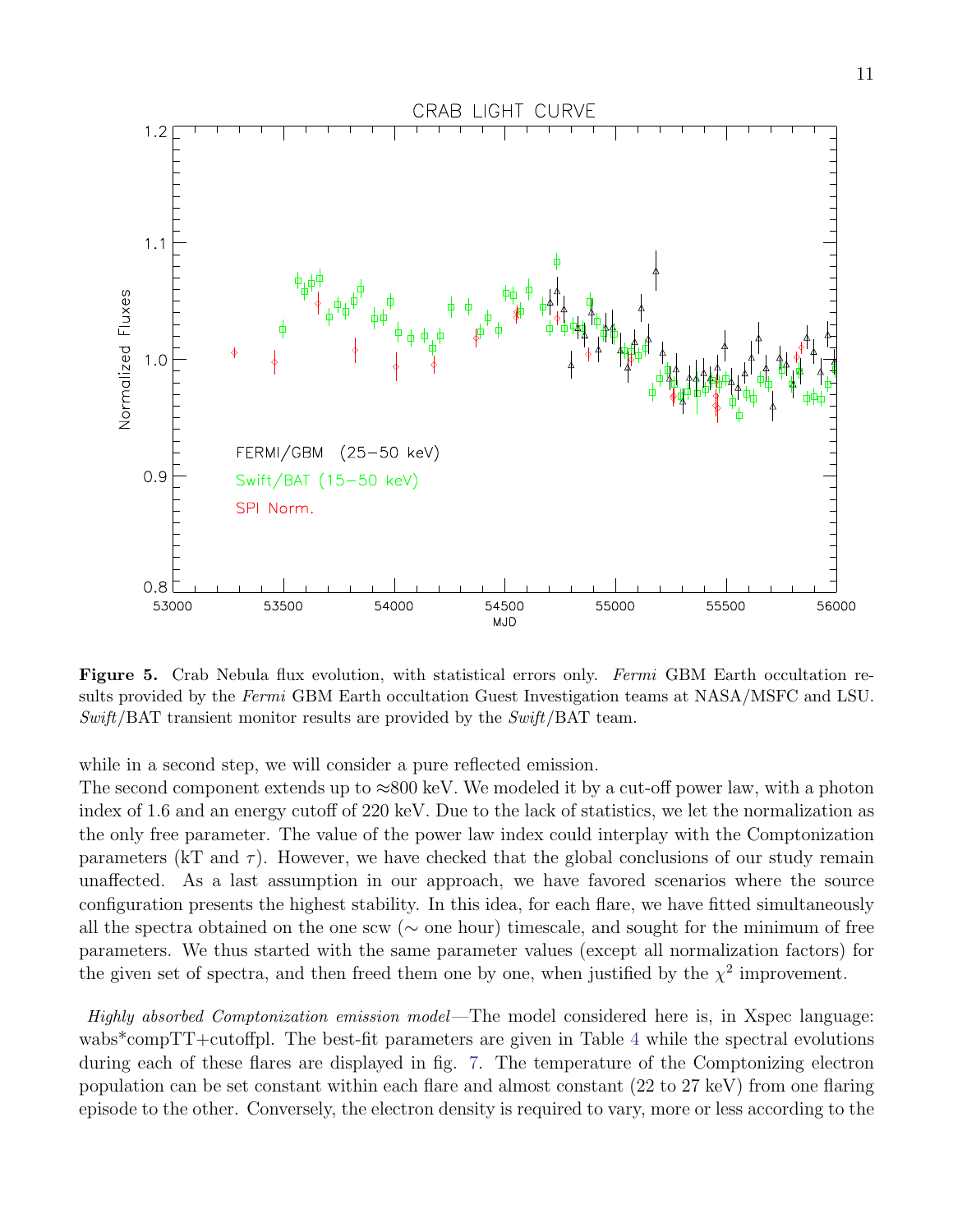**Figure 5.** Crab Nebula flux evolution, with statistical errors only. *Fermi* GBM Earth occultation results provided by the *Fermi* GBM Earth occultation Guest Investigation teams at NASA/MSFC and LSU. *Swift*/BAT transient monitor results are provided by the *Swift*/BAT team.

while in a second step, we will consider a pure reflected emission.

The second component extends up to ≈800 keV. We modeled it by a cut-off power law, with a photon index of 1.6 and an energy cutoff of 220 keV. Due to the lack of statistics, we let the normalization as the only free parameter. The value of the power law index could interplay with the Comptonization parameters (kT and $\tau$). However, we have checked that the global conclusions of our study remain unaffected. As a last assumption in our approach, we have favored scenarios where the source configuration presents the highest stability. In this idea, for each flare, we have fitted simultaneously all the spectra obtained on the one scw (∼ one hour) timescale, and sought for the minimum of free parameters. We thus started with the same parameter values (except all normalization factors) for the given set of spectra, and then freed them one by one, when justified by the $\chi^2$ improvement.

*Highly absorbed Comptonization emission model*—The model considered here is, in Xspec language: wabs*compTT+cutoffpl. The best-fit parameters are given in Table 4 while the spectral evolutions during each of these flares are displayed in fig. 7. The temperature of the Comptonizing electron population can be set constant within each flare and almost constant (22 to 27 keV) from one flaring episode to the other. Conversely, the electron density is required to vary, more or less according to the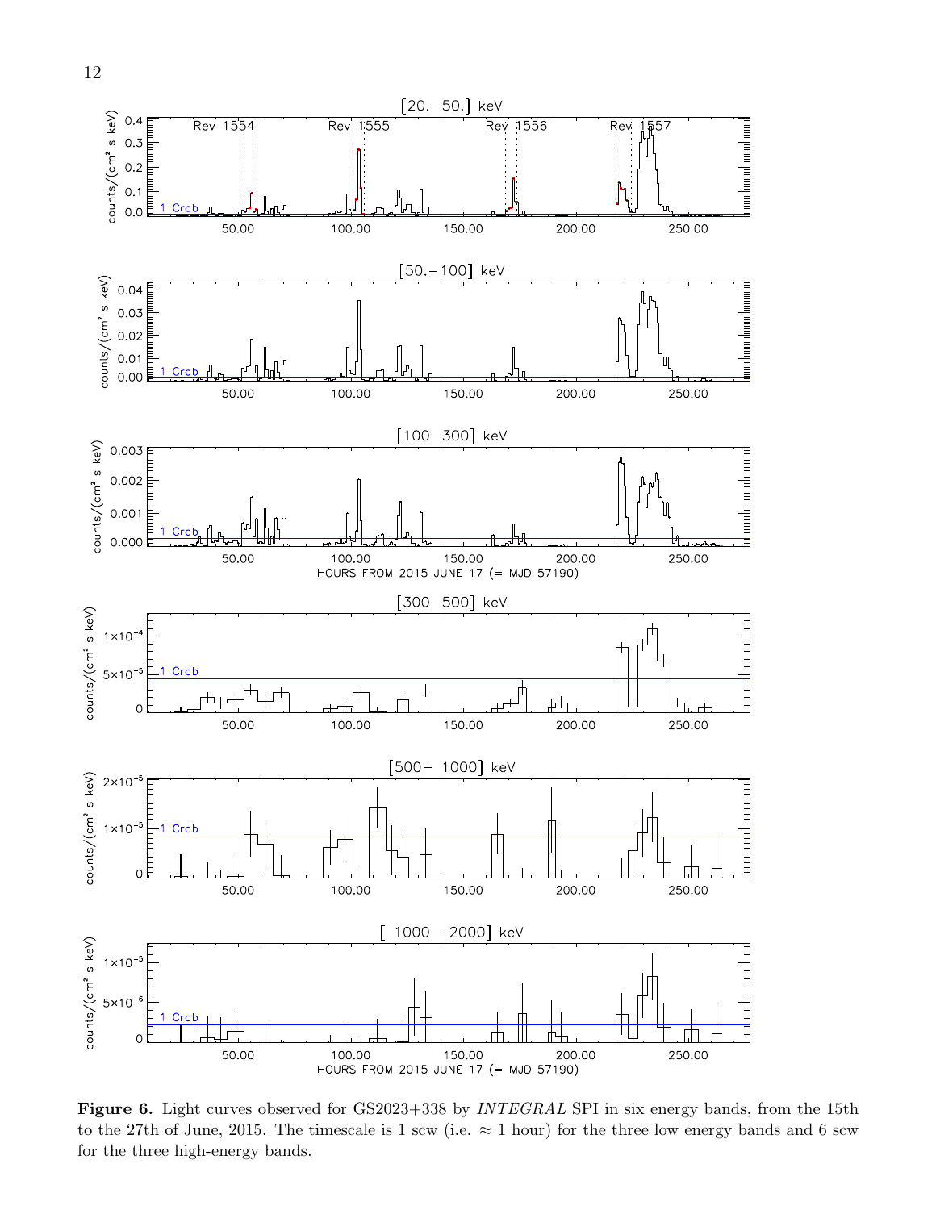**Figure 6.** Light curves observed for GS2023+338 by *INTEGRAL* SPI in six energy bands, from the 15th to the 27th of June, 2015. The timescale is 1 scw (i.e. ≈ 1 hour) for the three low energy bands and 6 scw for the three high-energy bands.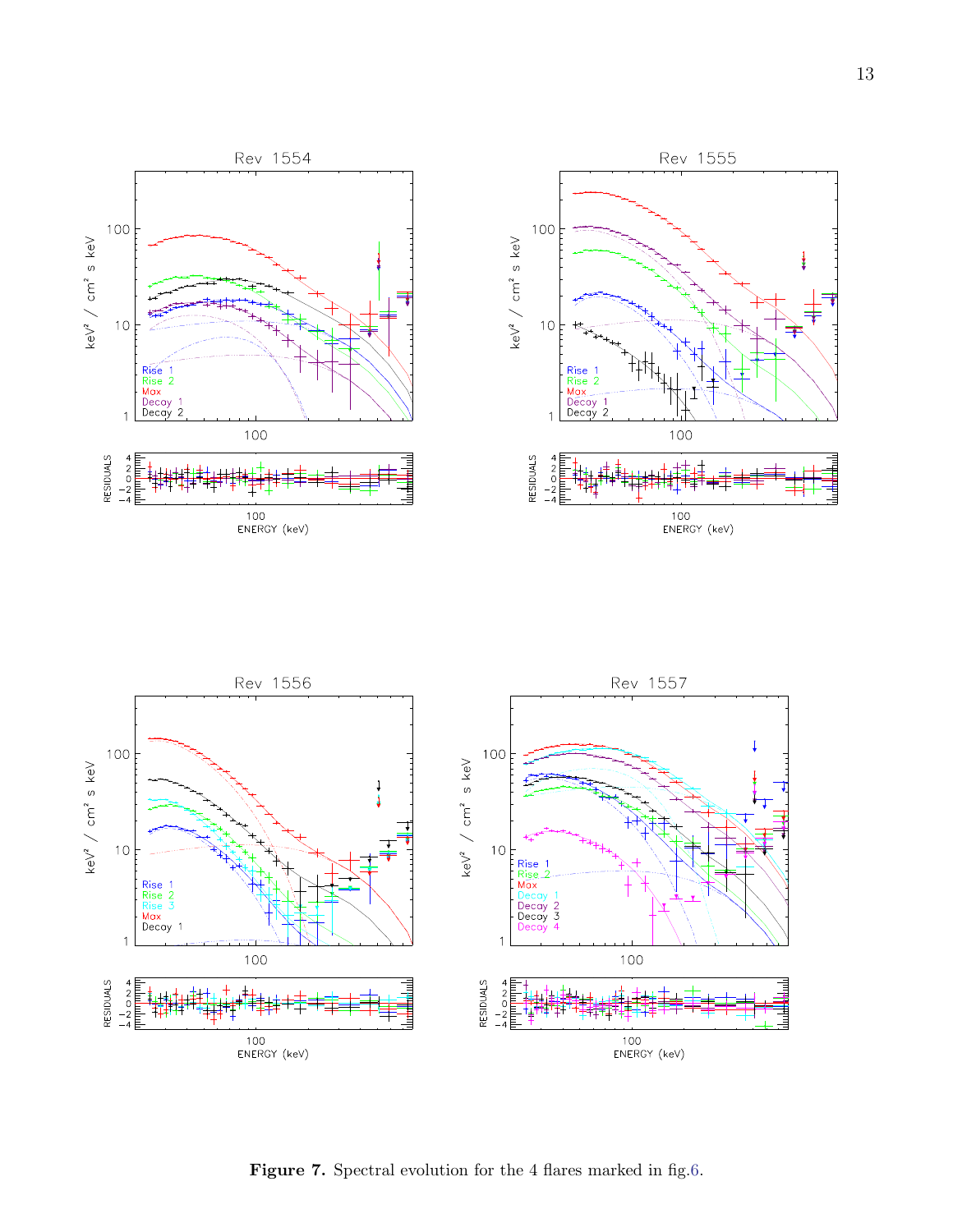Figure 7. Spectral evolution for the 4 flares marked in fig.6.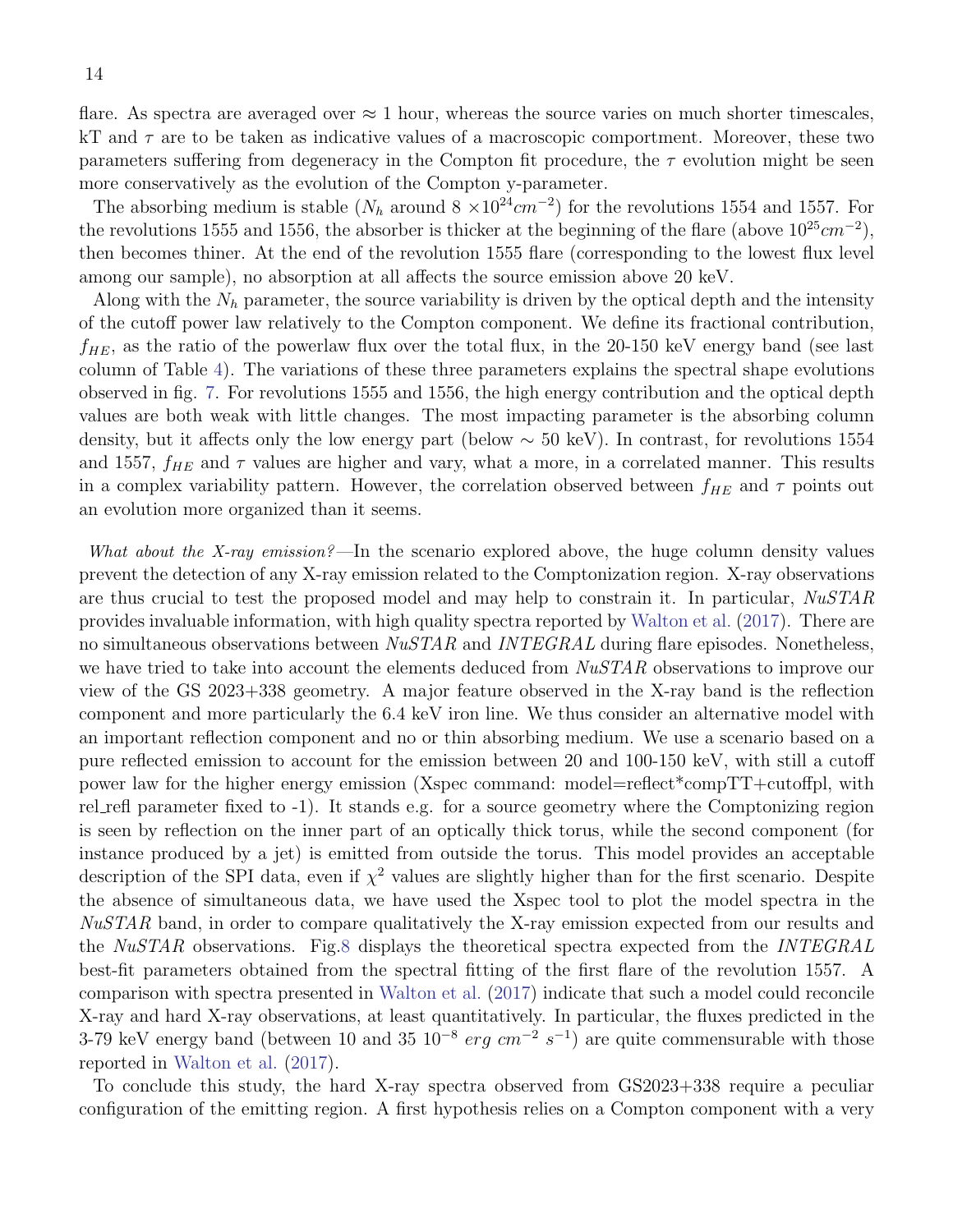flare. As spectra are averaged over $\approx$ 1 hour, whereas the source varies on much shorter timescales, kT and $\tau$ are to be taken as indicative values of a macroscopic comportment. Moreover, these two parameters suffering from degeneracy in the Compton fit procedure, the $\tau$ evolution might be seen more conservatively as the evolution of the Compton y-parameter.

The absorbing medium is stable ($N_h$ around 8 $\times 10^{24} cm^{-2}$) for the revolutions 1554 and 1557. For the revolutions 1555 and 1556, the absorber is thicker at the beginning of the flare (above $10^{25} cm^{-2}$), then becomes thiner. At the end of the revolution 1555 flare (corresponding to the lowest flux level among our sample), no absorption at all affects the source emission above 20 keV.

Along with the $N_h$ parameter, the source variability is driven by the optical depth and the intensity of the cutoff power law relatively to the Compton component. We define its fractional contribution, $f_{HE}$, as the ratio of the powerlaw flux over the total flux, in the 20-150 keV energy band (see last column of Table 4). The variations of these three parameters explains the spectral shape evolutions observed in fig. 7. For revolutions 1555 and 1556, the high energy contribution and the optical depth values are both weak with little changes. The most impacting parameter is the absorbing column density, but it affects only the low energy part (below $\sim$ 50 keV). In contrast, for revolutions 1554 and 1557, $f_{HE}$ and $\tau$ values are higher and vary, what a more, in a correlated manner. This results in a complex variability pattern. However, the correlation observed between $f_{HE}$ and $\tau$ points out an evolution more organized than it seems.

*What about the X-ray emission?*—In the scenario explored above, the huge column density values prevent the detection of any X-ray emission related to the Comptonization region. X-ray observations are thus crucial to test the proposed model and may help to constrain it. In particular, *NuSTAR* provides invaluable information, with high quality spectra reported by Walton et al. (2017). There are no simultaneous observations between *NuSTAR* and *INTEGRAL* during flare episodes. Nonetheless, we have tried to take into account the elements deduced from *NuSTAR* observations to improve our view of the GS 2023+338 geometry. A major feature observed in the X-ray band is the reflection component and more particularly the 6.4 keV iron line. We thus consider an alternative model with an important reflection component and no or thin absorbing medium. We use a scenario based on a pure reflected emission to account for the emission between 20 and 100-150 keV, with still a cutoff power law for the higher energy emission (Xspec command: model=reflect*compTT+cutoffpl, with rel_refl parameter fixed to -1). It stands e.g. for a source geometry where the Comptonizing region is seen by reflection on the inner part of an optically thick torus, while the second component (for instance produced by a jet) is emitted from outside the torus. This model provides an acceptable description of the SPI data, even if $\chi^2$ values are slightly higher than for the first scenario. Despite the absence of simultaneous data, we have used the Xspec tool to plot the model spectra in the *NuSTAR* band, in order to compare qualitatively the X-ray emission expected from our results and the *NuSTAR* observations. Fig.8 displays the theoretical spectra expected from the *INTEGRAL* best-fit parameters obtained from the spectral fitting of the first flare of the revolution 1557. A comparison with spectra presented in Walton et al. (2017) indicate that such a model could reconcile X-ray and hard X-ray observations, at least quantitatively. In particular, the fluxes predicted in the 3-79 keV energy band (between 10 and 35 $10^{-8}$ $erg\ cm^{-2}\ s^{-1}$) are quite commensurable with those reported in Walton et al. (2017).

To conclude this study, the hard X-ray spectra observed from GS2023+338 require a peculiar configuration of the emitting region. A first hypothesis relies on a Compton component with a very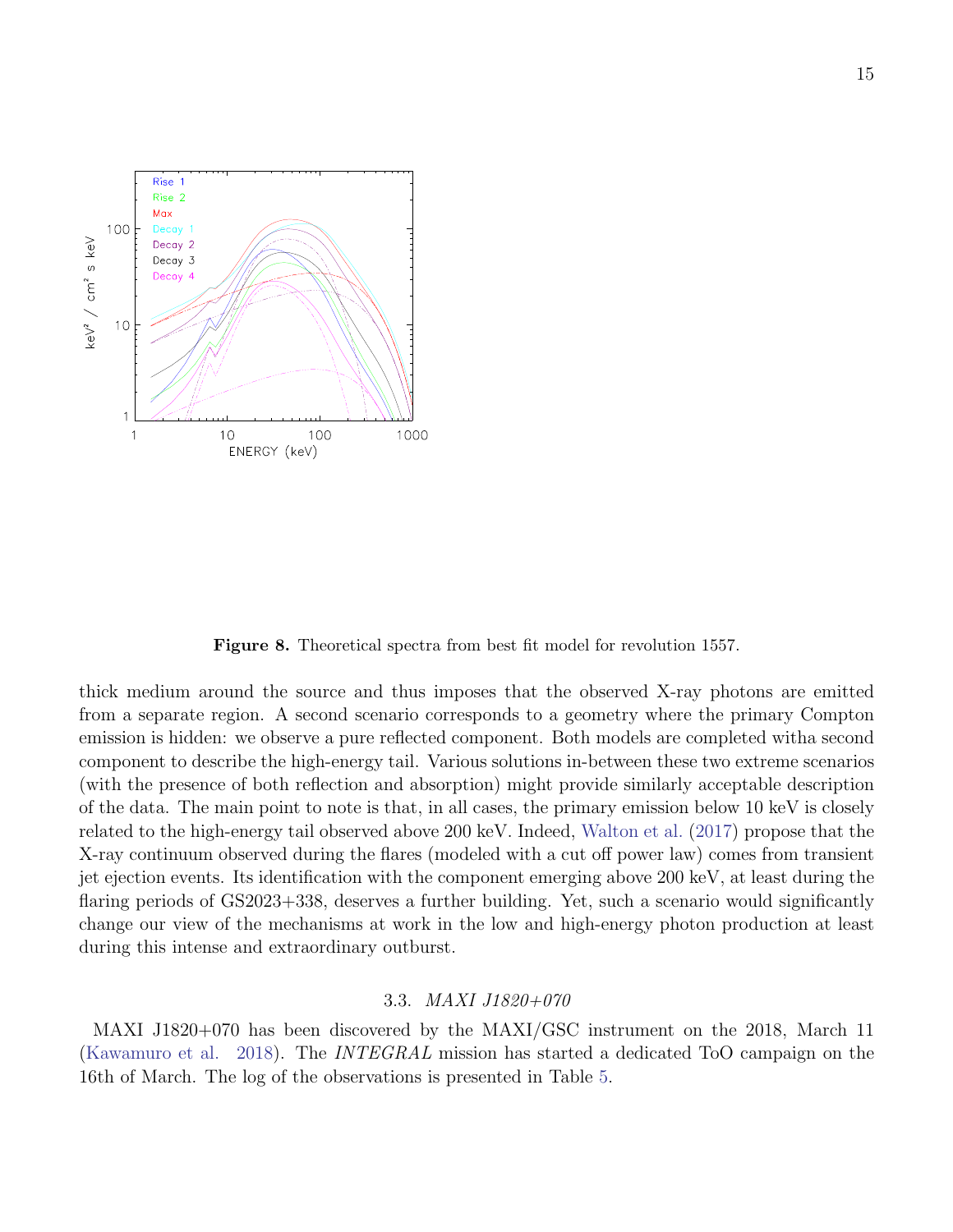**Figure 8.** Theoretical spectra from best fit model for revolution 1557.

thick medium around the source and thus imposes that the observed X-ray photons are emitted from a separate region. A second scenario corresponds to a geometry where the primary Compton emission is hidden: we observe a pure reflected component. Both models are completed witha second component to describe the high-energy tail. Various solutions in-between these two extreme scenarios (with the presence of both reflection and absorption) might provide similarly acceptable description of the data. The main point to note is that, in all cases, the primary emission below 10 keV is closely related to the high-energy tail observed above 200 keV. Indeed, Walton et al. (2017) propose that the X-ray continuum observed during the flares (modeled with a cut off power law) comes from transient jet ejection events. Its identification with the component emerging above 200 keV, at least during the flaring periods of GS2023+338, deserves a further building. Yet, such a scenario would significantly change our view of the mechanisms at work in the low and high-energy photon production at least during this intense and extraordinary outburst.

### 3.3. *MAXI J1820+070*

MAXI J1820+070 has been discovered by the MAXI/GSC instrument on the 2018, March 11 (Kawamuro et al. 2018). The *INTEGRAL* mission has started a dedicated ToO campaign on the 16th of March. The log of the observations is presented in Table 5.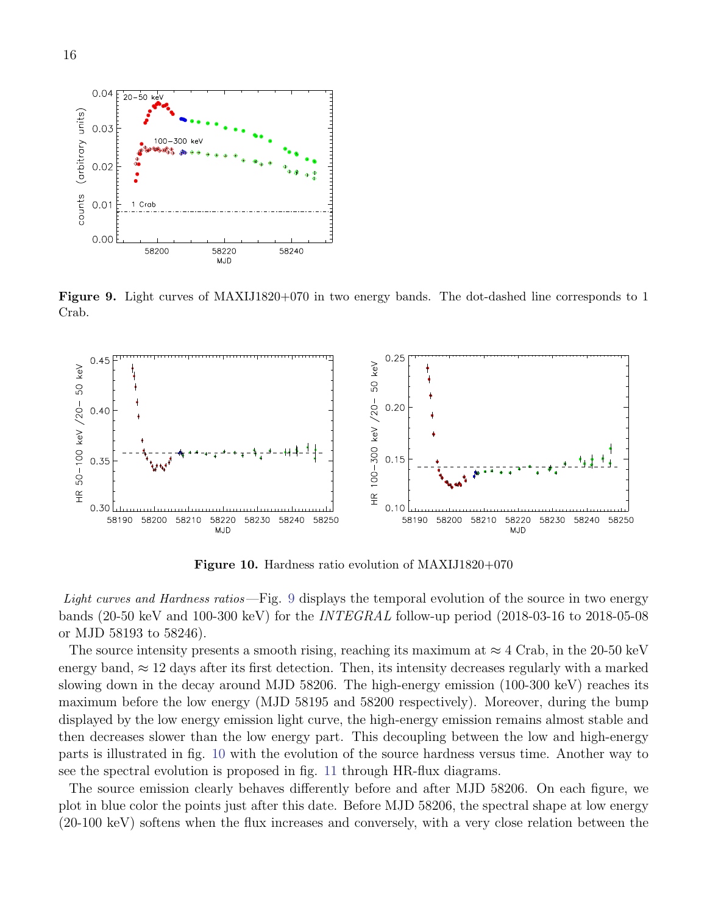**Figure 9.** Light curves of MAXIJ1820+070 in two energy bands. The dot-dashed line corresponds to 1 Crab.

**Figure 10.** Hardness ratio evolution of MAXIJ1820+070

*Light curves and Hardness ratios*—Fig. 9 displays the temporal evolution of the source in two energy bands (20-50 keV and 100-300 keV) for the *INTEGRAL* follow-up period (2018-03-16 to 2018-05-08 or MJD 58193 to 58246).

The source intensity presents a smooth rising, reaching its maximum at $\approx 4$ Crab, in the 20-50 keV energy band, $\approx 12$ days after its first detection. Then, its intensity decreases regularly with a marked slowing down in the decay around MJD 58206. The high-energy emission (100-300 keV) reaches its maximum before the low energy (MJD 58195 and 58200 respectively). Moreover, during the bump displayed by the low energy emission light curve, the high-energy emission remains almost stable and then decreases slower than the low energy part. This decoupling between the low and high-energy parts is illustrated in fig. 10 with the evolution of the source hardness versus time. Another way to see the spectral evolution is proposed in fig. 11 through HR-flux diagrams.

The source emission clearly behaves differently before and after MJD 58206. On each figure, we plot in blue color the points just after this date. Before MJD 58206, the spectral shape at low energy (20-100 keV) softens when the flux increases and conversely, with a very close relation between the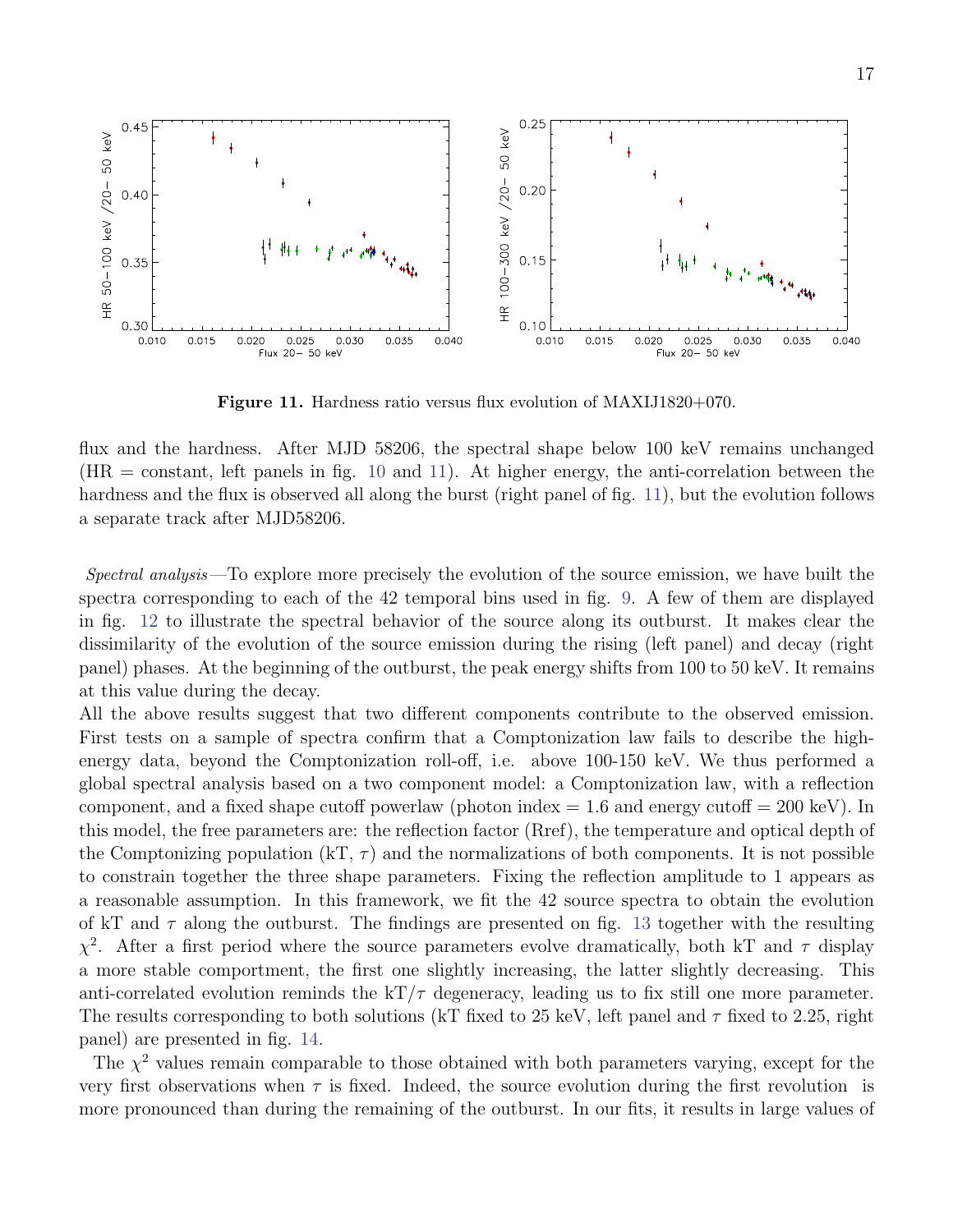**Figure 11.** Hardness ratio versus flux evolution of MAXIJ1820+070.

flux and the hardness. After MJD 58206, the spectral shape below 100 keV remains unchanged (HR = constant, left panels in fig. 10 and 11). At higher energy, the anti-correlation between the hardness and the flux is observed all along the burst (right panel of fig. 11), but the evolution follows a separate track after MJD58206.

*Spectral analysis*—To explore more precisely the evolution of the source emission, we have built the spectra corresponding to each of the 42 temporal bins used in fig. 9. A few of them are displayed in fig. 12 to illustrate the spectral behavior of the source along its outburst. It makes clear the dissimilarity of the evolution of the source emission during the rising (left panel) and decay (right panel) phases. At the beginning of the outburst, the peak energy shifts from 100 to 50 keV. It remains at this value during the decay.

All the above results suggest that two different components contribute to the observed emission. First tests on a sample of spectra confirm that a Comptonization law fails to describe the high-energy data, beyond the Comptonization roll-off, i.e. above 100-150 keV. We thus performed a global spectral analysis based on a two component model: a Comptonization law, with a reflection component, and a fixed shape cutoff powerlaw (photon index = 1.6 and energy cutoff = 200 keV). In this model, the free parameters are: the reflection factor (Rref), the temperature and optical depth of the Comptonizing population (kT, $\tau$) and the normalizations of both components. It is not possible to constrain together the three shape parameters. Fixing the reflection amplitude to 1 appears as a reasonable assumption. In this framework, we fit the 42 source spectra to obtain the evolution of kT and $\tau$ along the outburst. The findings are presented on fig. 13 together with the resulting $\chi^2$. After a first period where the source parameters evolve dramatically, both kT and $\tau$ display a more stable comportment, the first one slightly increasing, the latter slightly decreasing. This anti-correlated evolution reminds the kT/$\tau$ degeneracy, leading us to fix still one more parameter. The results corresponding to both solutions (kT fixed to 25 keV, left panel and $\tau$ fixed to 2.25, right panel) are presented in fig. 14.

The $\chi^2$ values remain comparable to those obtained with both parameters varying, except for the very first observations when $\tau$ is fixed. Indeed, the source evolution during the first revolution is more pronounced than during the remaining of the outburst. In our fits, it results in large values of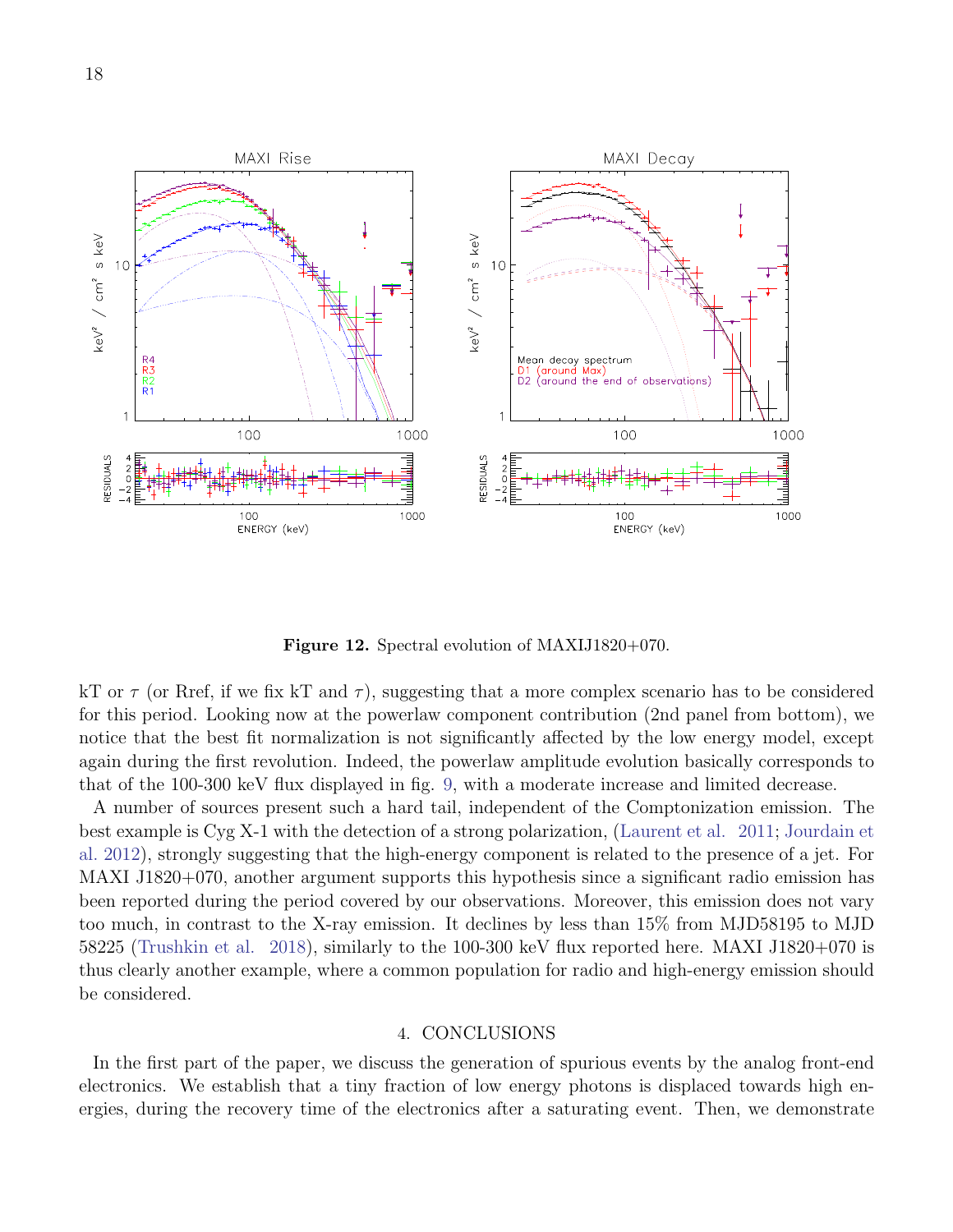**Figure 12.** Spectral evolution of MAXIJ1820+070.

kT or $\tau$ (or Rref, if we fix kT and $\tau$), suggesting that a more complex scenario has to be considered for this period. Looking now at the powerlaw component contribution (2nd panel from bottom), we notice that the best fit normalization is not significantly affected by the low energy model, except again during the first revolution. Indeed, the powerlaw amplitude evolution basically corresponds to that of the 100-300 keV flux displayed in fig. 9, with a moderate increase and limited decrease.

A number of sources present such a hard tail, independent of the Comptonization emission. The best example is Cyg X-1 with the detection of a strong polarization, (Laurent et al. 2011; Jourdain et al. 2012), strongly suggesting that the high-energy component is related to the presence of a jet. For MAXI J1820+070, another argument supports this hypothesis since a significant radio emission has been reported during the period covered by our observations. Moreover, this emission does not vary too much, in contrast to the X-ray emission. It declines by less than 15% from MJD58195 to MJD 58225 (Trushkin et al. 2018), similarly to the 100-300 keV flux reported here. MAXI J1820+070 is thus clearly another example, where a common population for radio and high-energy emission should be considered.

## 4. CONCLUSIONS

In the first part of the paper, we discuss the generation of spurious events by the analog front-end electronics. We establish that a tiny fraction of low energy photons is displaced towards high energies, during the recovery time of the electronics after a saturating event. Then, we demonstrate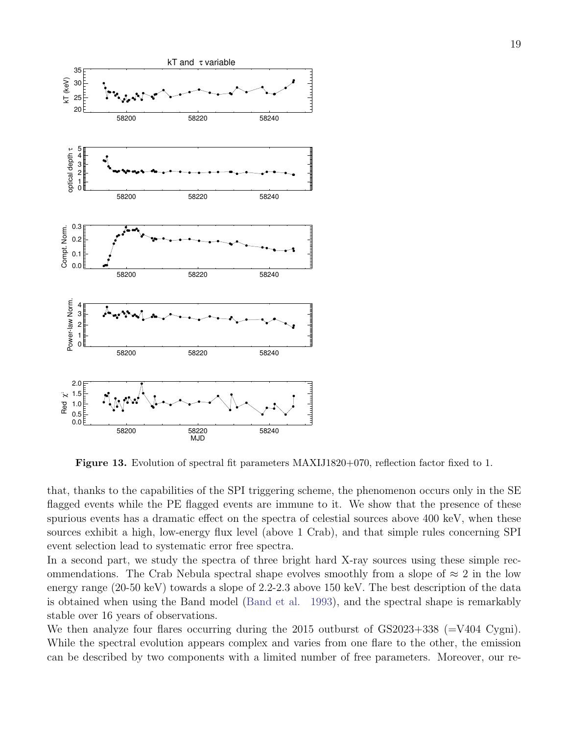**Figure 13.** Evolution of spectral fit parameters MAXIJ1820+070, reflection factor fixed to 1.

that, thanks to the capabilities of the SPI triggering scheme, the phenomenon occurs only in the SE flagged events while the PE flagged events are immune to it. We show that the presence of these spurious events has a dramatic effect on the spectra of celestial sources above 400 keV, when these sources exhibit a high, low-energy flux level (above 1 Crab), and that simple rules concerning SPI event selection lead to systematic error free spectra.

In a second part, we study the spectra of three bright hard X-ray sources using these simple recommendations. The Crab Nebula spectral shape evolves smoothly from a slope of $\approx 2$ in the low energy range (20-50 keV) towards a slope of 2.2-2.3 above 150 keV. The best description of the data is obtained when using the Band model (Band et al. 1993), and the spectral shape is remarkably stable over 16 years of observations.

We then analyze four flares occurring during the 2015 outburst of GS2023+338 (=V404 Cygni). While the spectral evolution appears complex and varies from one flare to the other, the emission can be described by two components with a limited number of free parameters. Moreover, our re-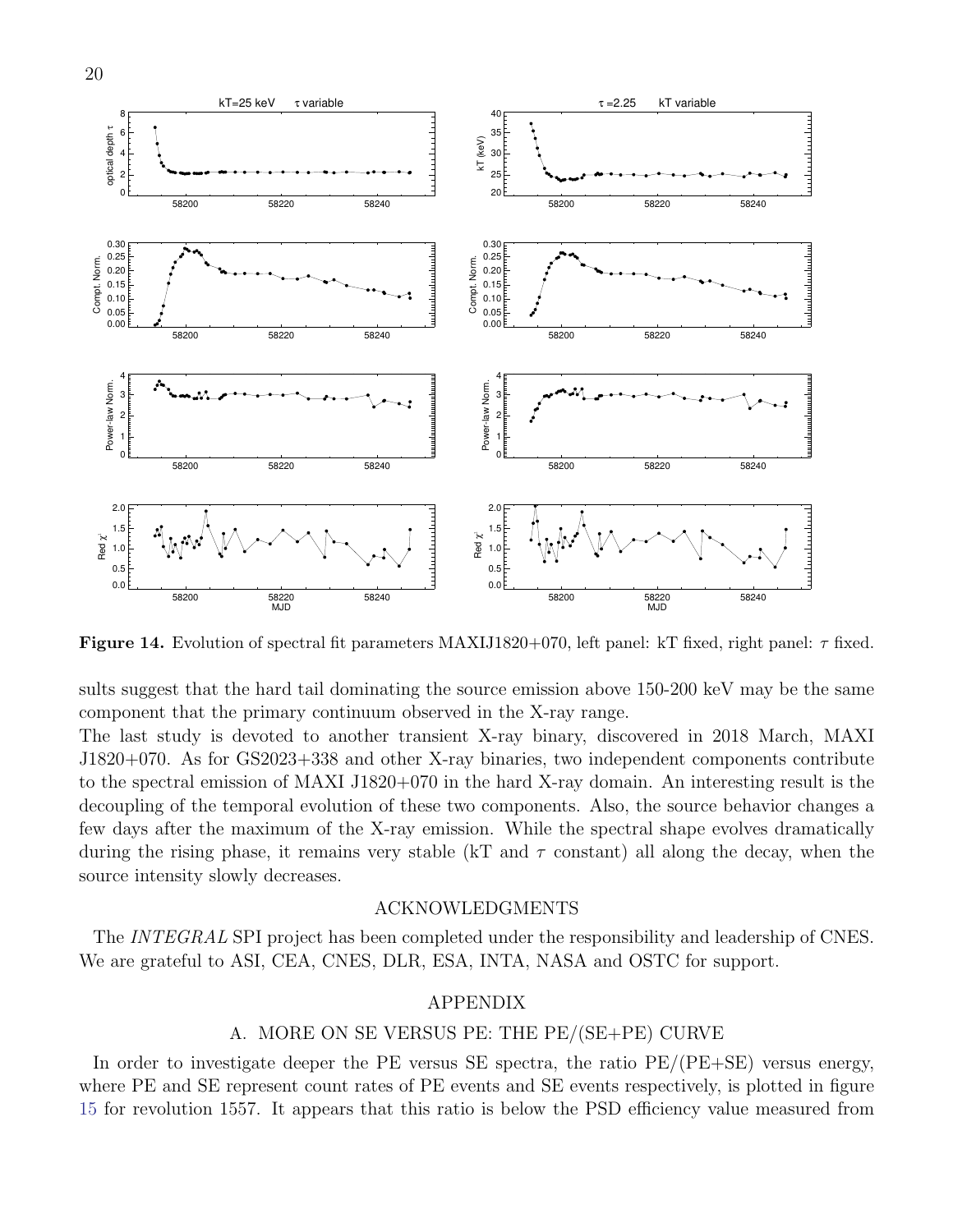**Figure 14.** Evolution of spectral fit parameters MAXIJ1820+070, left panel: kT fixed, right panel: $\tau$ fixed.

sults suggest that the hard tail dominating the source emission above 150-200 keV may be the same component that the primary continuum observed in the X-ray range.

The last study is devoted to another transient X-ray binary, discovered in 2018 March, MAXI J1820+070. As for GS2023+338 and other X-ray binaries, two independent components contribute to the spectral emission of MAXI J1820+070 in the hard X-ray domain. An interesting result is the decoupling of the temporal evolution of these two components. Also, the source behavior changes a few days after the maximum of the X-ray emission. While the spectral shape evolves dramatically during the rising phase, it remains very stable (kT and $\tau$ constant) all along the decay, when the source intensity slowly decreases.

## ACKNOWLEDGMENTS

The *INTEGRAL* SPI project has been completed under the responsibility and leadership of CNES. We are grateful to ASI, CEA, CNES, DLR, ESA, INTA, NASA and OSTC for support.

## APPENDIX

### A. MORE ON SE VERSUS PE: THE PE/(SE+PE) CURVE

In order to investigate deeper the PE versus SE spectra, the ratio PE/(PE+SE) versus energy, where PE and SE represent count rates of PE events and SE events respectively, is plotted in figure 15 for revolution 1557. It appears that this ratio is below the PSD efficiency value measured from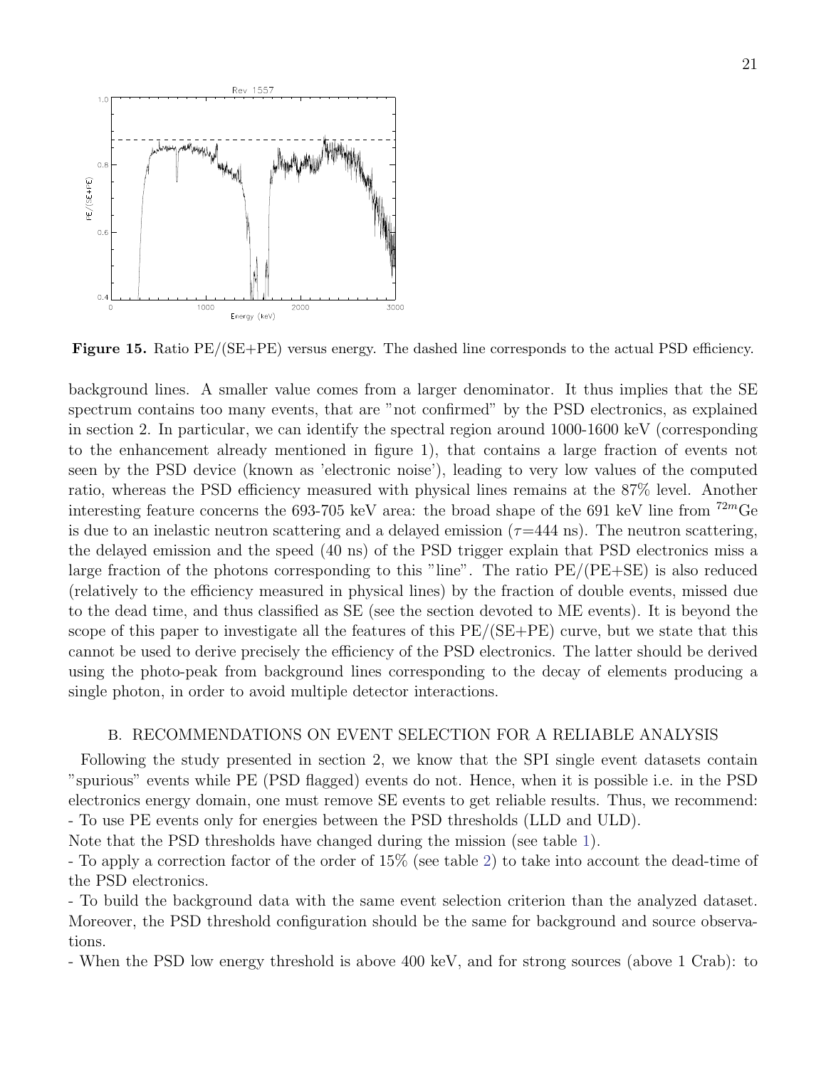**Figure 15.** Ratio PE/(SE+PE) versus energy. The dashed line corresponds to the actual PSD efficiency.

background lines. A smaller value comes from a larger denominator. It thus implies that the SE spectrum contains too many events, that are "not confirmed" by the PSD electronics, as explained in section 2. In particular, we can identify the spectral region around 1000-1600 keV (corresponding to the enhancement already mentioned in figure 1), that contains a large fraction of events not seen by the PSD device (known as 'electronic noise'), leading to very low values of the computed ratio, whereas the PSD efficiency measured with physical lines remains at the 87% level. Another interesting feature concerns the 693-705 keV area: the broad shape of the 691 keV line from $^{72m}$Ge is due to an inelastic neutron scattering and a delayed emission ($\tau$=444 ns). The neutron scattering, the delayed emission and the speed (40 ns) of the PSD trigger explain that PSD electronics miss a large fraction of the photons corresponding to this "line". The ratio PE/(PE+SE) is also reduced (relatively to the efficiency measured in physical lines) by the fraction of double events, missed due to the dead time, and thus classified as SE (see the section devoted to ME events). It is beyond the scope of this paper to investigate all the features of this PE/(SE+PE) curve, but we state that this cannot be used to derive precisely the efficiency of the PSD electronics. The latter should be derived using the photo-peak from background lines corresponding to the decay of elements producing a single photon, in order to avoid multiple detector interactions.

## B. RECOMMENDATIONS ON EVENT SELECTION FOR A RELIABLE ANALYSIS

Following the study presented in section 2, we know that the SPI single event datasets contain "spurious" events while PE (PSD flagged) events do not. Hence, when it is possible i.e. in the PSD electronics energy domain, one must remove SE events to get reliable results. Thus, we recommend:
- To use PE events only for energies between the PSD thresholds (LLD and ULD).
Note that the PSD thresholds have changed during the mission (see table 1).
- To apply a correction factor of the order of 15% (see table 2) to take into account the dead-time of the PSD electronics.
- To build the background data with the same event selection criterion than the analyzed dataset. Moreover, the PSD threshold configuration should be the same for background and source observations.
- When the PSD low energy threshold is above 400 keV, and for strong sources (above 1 Crab): to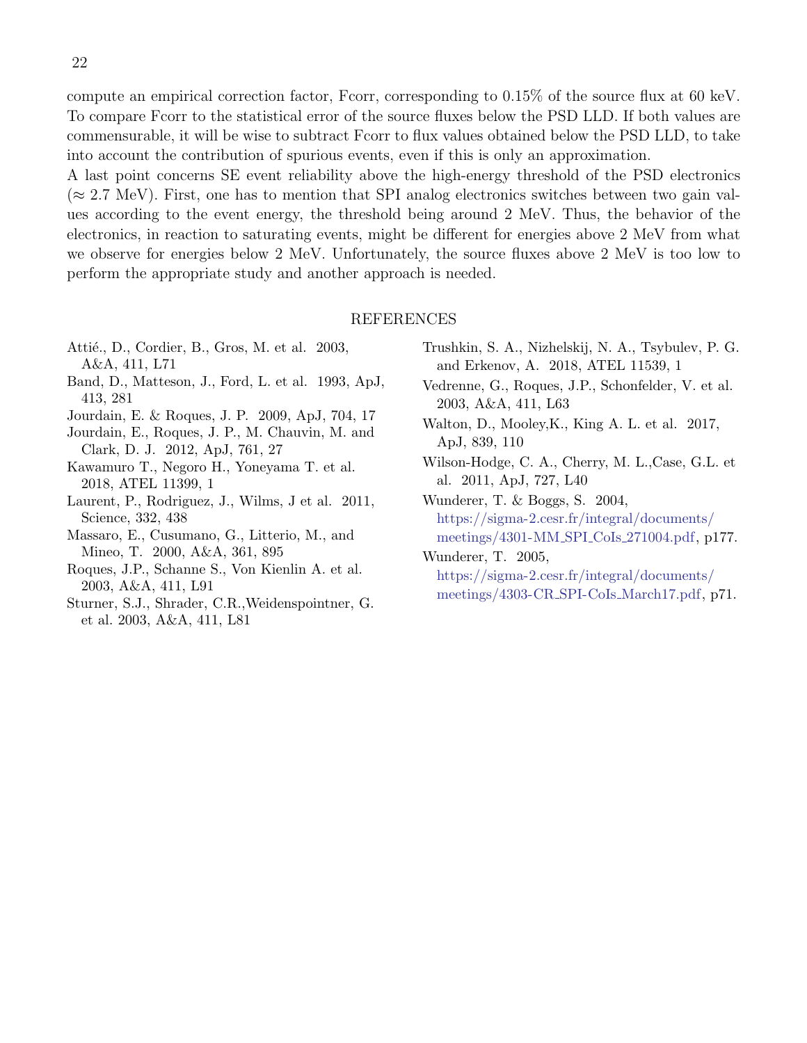compute an empirical correction factor, Fcorr, corresponding to 0.15% of the source flux at 60 keV. To compare Fcorr to the statistical error of the source fluxes below the PSD LLD. If both values are commensurable, it will be wise to subtract Fcorr to flux values obtained below the PSD LLD, to take into account the contribution of spurious events, even if this is only an approximation.

A last point concerns SE event reliability above the high-energy threshold of the PSD electronics ($\approx$ 2.7 MeV). First, one has to mention that SPI analog electronics switches between two gain values according to the event energy, the threshold being around 2 MeV. Thus, the behavior of the electronics, in reaction to saturating events, might be different for energies above 2 MeV from what we observe for energies below 2 MeV. Unfortunately, the source fluxes above 2 MeV is too low to perform the appropriate study and another approach is needed.

## REFERENCES

Attié., D., Cordier, B., Gros, M. et al. 2003, A&A, 411, L71

Band, D., Matteson, J., Ford, L. et al. 1993, ApJ, 413, 281

Jourdain, E. & Roques, J. P. 2009, ApJ, 704, 17

Jourdain, E., Roques, J. P., M. Chauvin, M. and Clark, D. J. 2012, ApJ, 761, 27

Kawamuro T., Negoro H., Yoneyama T. et al. 2018, ATEL 11399, 1

Laurent, P., Rodriguez, J., Wilms, J et al. 2011, Science, 332, 438

Massaro, E., Cusumano, G., Litterio, M., and Mineo, T. 2000, A&A, 361, 895

Roques, J.P., Schanne S., Von Kienlin A. et al. 2003, A&A, 411, L91

Sturner, S.J., Shrader, C.R.,Weidenspointner, G. et al. 2003, A&A, 411, L81

Trushkin, S. A., Nizhelskij, N. A., Tsybulev, P. G. and Erkenov, A. 2018, ATEL 11539, 1

Vedrenne, G., Roques, J.P., Schonfelder, V. et al. 2003, A&A, 411, L63

Walton, D., Mooley,K., King A. L. et al. 2017, ApJ, 839, 110

Wilson-Hodge, C. A., Cherry, M. L.,Case, G.L. et al. 2011, ApJ, 727, L40

Wunderer, T. & Boggs, S. 2004, https://sigma-2.cesr.fr/integral/documents/meetings/4301-MM_SPI_CoIs_271004.pdf, p177.

Wunderer, T. 2005, https://sigma-2.cesr.fr/integral/documents/meetings/4303-CR_SPI-CoIs_March17.pdf, p71.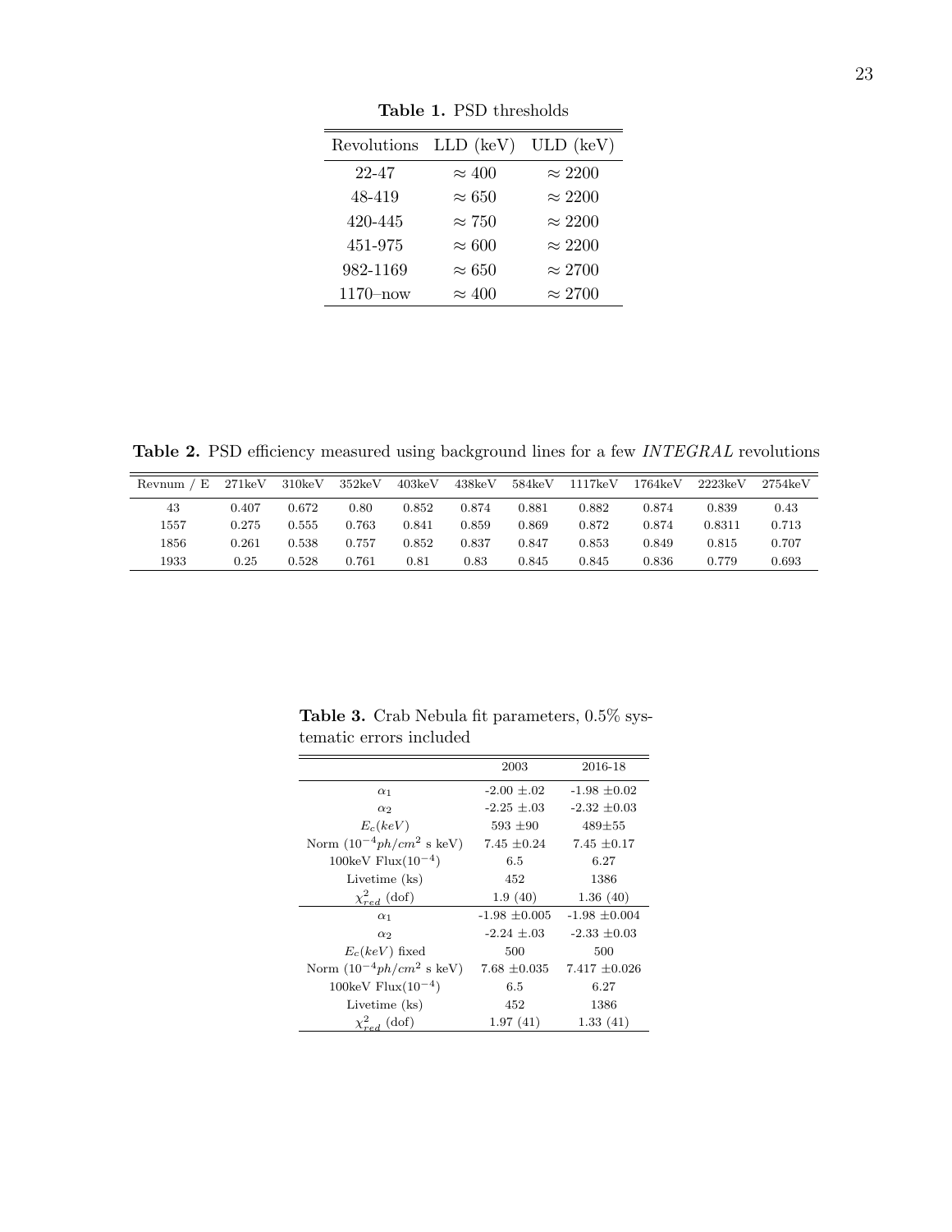**Table 1.** PSD thresholds

| Revolutions | LLD (keV) | ULD (keV) |
|---|---|---|
| 22-47 | $\approx 400$ | $\approx 2200$ |
| 48-419 | $\approx 650$ | $\approx 2200$ |
| 420-445 | $\approx 750$ | $\approx 2200$ |
| 451-975 | $\approx 600$ | $\approx 2200$ |
| 982-1169 | $\approx 650$ | $\approx 2700$ |
| 1170–now | $\approx 400$ | $\approx 2700$ |

**Table 2.** PSD efficiency measured using background lines for a few *INTEGRAL* revolutions

| Revnum / E | 271keV | 310keV | 352keV | 403keV | 438keV | 584keV | 1117keV | 1764keV | 2223keV | 2754keV |
|---|---|---|---|---|---|---|---|---|---|---|
| 43 | 0.407 | 0.672 | 0.80 | 0.852 | 0.874 | 0.881 | 0.882 | 0.874 | 0.839 | 0.43 |
| 1557 | 0.275 | 0.555 | 0.763 | 0.841 | 0.859 | 0.869 | 0.872 | 0.874 | 0.8311 | 0.713 |
| 1856 | 0.261 | 0.538 | 0.757 | 0.852 | 0.837 | 0.847 | 0.853 | 0.849 | 0.815 | 0.707 |
| 1933 | 0.25 | 0.528 | 0.761 | 0.81 | 0.83 | 0.845 | 0.845 | 0.836 | 0.779 | 0.693 |

**Table 3.** Crab Nebula fit parameters, 0.5% systematic errors included

| | 2003 | 2016-18 |
|---|---|---|
| $\alpha_1$ | -2.00 $\pm$.02 | -1.98 $\pm$0.02 |
| $\alpha_2$ | -2.25 $\pm$.03 | -2.32 $\pm$0.03 |
| $E_c(keV)$ | 593 $\pm$90 | 489$\pm$55 |
| Norm ($10^{-4}ph/cm^2$ s keV) | 7.45 $\pm$0.24 | 7.45 $\pm$0.17 |
| 100keV Flux($10^{-4}$) | 6.5 | 6.27 |
| Livetime (ks) | 452 | 1386 |
| $\chi^2_{red}$ (dof) | 1.9 (40) | 1.36 (40) |
| $\alpha_1$ | -1.98 $\pm$0.005 | -1.98 $\pm$0.004 |
| $\alpha_2$ | -2.24 $\pm$.03 | -2.33 $\pm$0.03 |
| $E_c(keV)$ fixed | 500 | 500 |
| Norm ($10^{-4}ph/cm^2$ s keV) | 7.68 $\pm$0.035 | 7.417 $\pm$0.026 |
| 100keV Flux($10^{-4}$) | 6.5 | 6.27 |
| Livetime (ks) | 452 | 1386 |
| $\chi^2_{red}$ (dof) | 1.97 (41) | 1.33 (41) |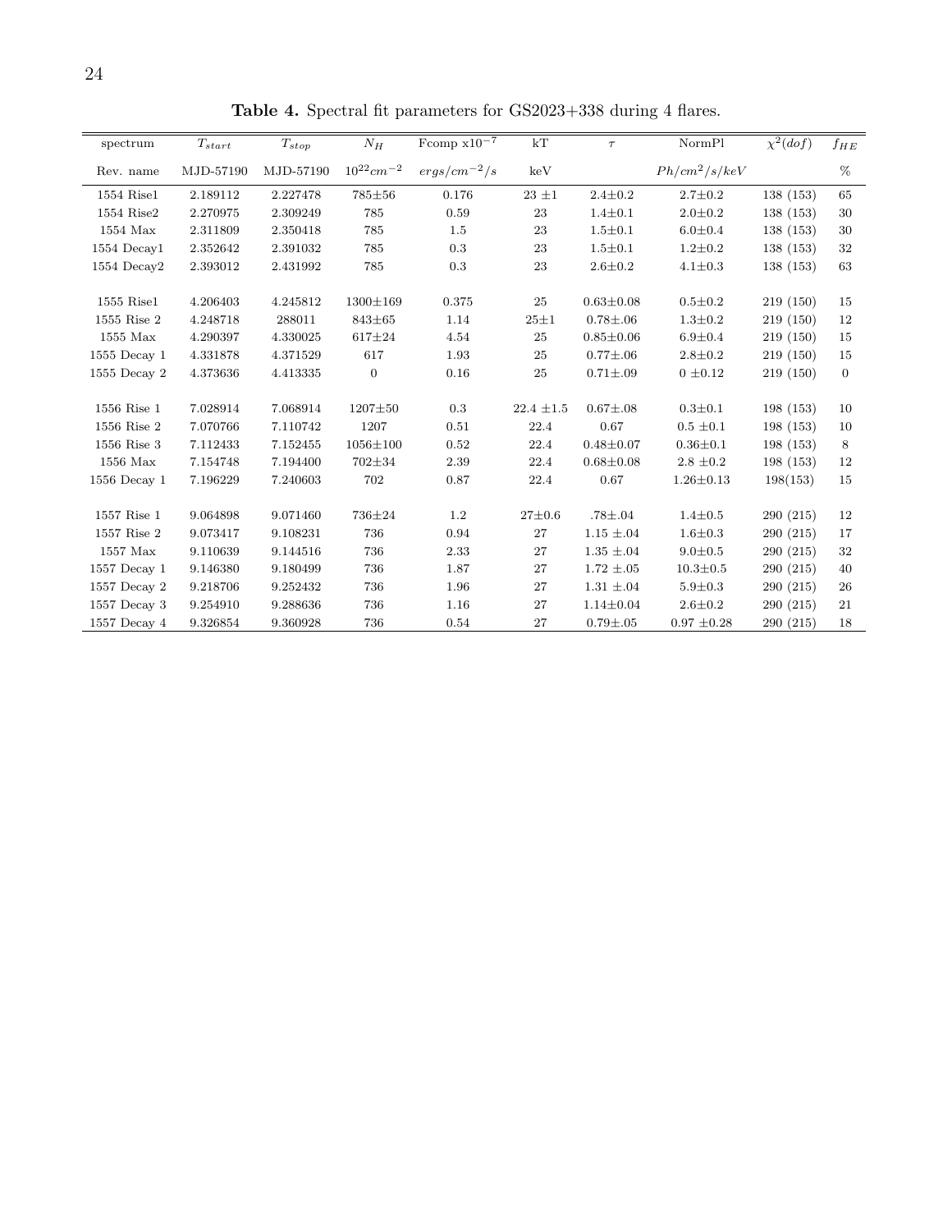**Table 4.** Spectral fit parameters for GS2023+338 during 4 flares.

| spectrum | $T_{start}$ | $T_{stop}$ | $N_H$ | Fcomp x$10^{-7}$ | kT | $\tau$ | NormPl | $\chi^2(dof)$ | $f_{HE}$ |
|---|---|---|---|---|---|---|---|---|---|
| Rev. name | MJD-57190 | MJD-57190 | $10^{22}cm^{-2}$ | $ergs/cm^{-2}/s$ | keV | | $Ph/cm^2/s/keV$ | | % |
| 1554 Rise1 | 2.189112 | 2.227478 | 785±56 | 0.176 | 23 ±1 | 2.4±0.2 | 2.7±0.2 | 138 (153) | 65 |
| 1554 Rise2 | 2.270975 | 2.309249 | 785 | 0.59 | 23 | 1.4±0.1 | 2.0±0.2 | 138 (153) | 30 |
| 1554 Max | 2.311809 | 2.350418 | 785 | 1.5 | 23 | 1.5±0.1 | 6.0±0.4 | 138 (153) | 30 |
| 1554 Decay1 | 2.352642 | 2.391032 | 785 | 0.3 | 23 | 1.5±0.1 | 1.2±0.2 | 138 (153) | 32 |
| 1554 Decay2 | 2.393012 | 2.431992 | 785 | 0.3 | 23 | 2.6±0.2 | 4.1±0.3 | 138 (153) | 63 |
| | | | | | | | | | |
| 1555 Rise1 | 4.206403 | 4.245812 | 1300±169 | 0.375 | 25 | 0.63±0.08 | 0.5±0.2 | 219 (150) | 15 |
| 1555 Rise 2 | 4.248718 | 288011 | 843±65 | 1.14 | 25±1 | 0.78±.06 | 1.3±0.2 | 219 (150) | 12 |
| 1555 Max | 4.290397 | 4.330025 | 617±24 | 4.54 | 25 | 0.85±0.06 | 6.9±0.4 | 219 (150) | 15 |
| 1555 Decay 1 | 4.331878 | 4.371529 | 617 | 1.93 | 25 | 0.77±.06 | 2.8±0.2 | 219 (150) | 15 |
| 1555 Decay 2 | 4.373636 | 4.413335 | 0 | 0.16 | 25 | 0.71±.09 | 0 ±0.12 | 219 (150) | 0 |
| | | | | | | | | | |
| 1556 Rise 1 | 7.028914 | 7.068914 | 1207±50 | 0.3 | 22.4 ±1.5 | 0.67±.08 | 0.3±0.1 | 198 (153) | 10 |
| 1556 Rise 2 | 7.070766 | 7.110742 | 1207 | 0.51 | 22.4 | 0.67 | 0.5 ±0.1 | 198 (153) | 10 |
| 1556 Rise 3 | 7.112433 | 7.152455 | 1056±100 | 0.52 | 22.4 | 0.48±0.07 | 0.36±0.1 | 198 (153) | 8 |
| 1556 Max | 7.154748 | 7.194400 | 702±34 | 2.39 | 22.4 | 0.68±0.08 | 2.8 ±0.2 | 198 (153) | 12 |
| 1556 Decay 1 | 7.196229 | 7.240603 | 702 | 0.87 | 22.4 | 0.67 | 1.26±0.13 | 198(153) | 15 |
| | | | | | | | | | |
| 1557 Rise 1 | 9.064898 | 9.071460 | 736±24 | 1.2 | 27±0.6 | .78±.04 | 1.4±0.5 | 290 (215) | 12 |
| 1557 Rise 2 | 9.073417 | 9.108231 | 736 | 0.94 | 27 | 1.15 ±.04 | 1.6±0.3 | 290 (215) | 17 |
| 1557 Max | 9.110639 | 9.144516 | 736 | 2.33 | 27 | 1.35 ±.04 | 9.0±0.5 | 290 (215) | 32 |
| 1557 Decay 1 | 9.146380 | 9.180499 | 736 | 1.87 | 27 | 1.72 ±.05 | 10.3±0.5 | 290 (215) | 40 |
| 1557 Decay 2 | 9.218706 | 9.252432 | 736 | 1.96 | 27 | 1.31 ±.04 | 5.9±0.3 | 290 (215) | 26 |
| 1557 Decay 3 | 9.254910 | 9.288636 | 736 | 1.16 | 27 | 1.14±0.04 | 2.6±0.2 | 290 (215) | 21 |
| 1557 Decay 4 | 9.326854 | 9.360928 | 736 | 0.54 | 27 | 0.79±.05 | 0.97 ±0.28 | 290 (215) | 18 |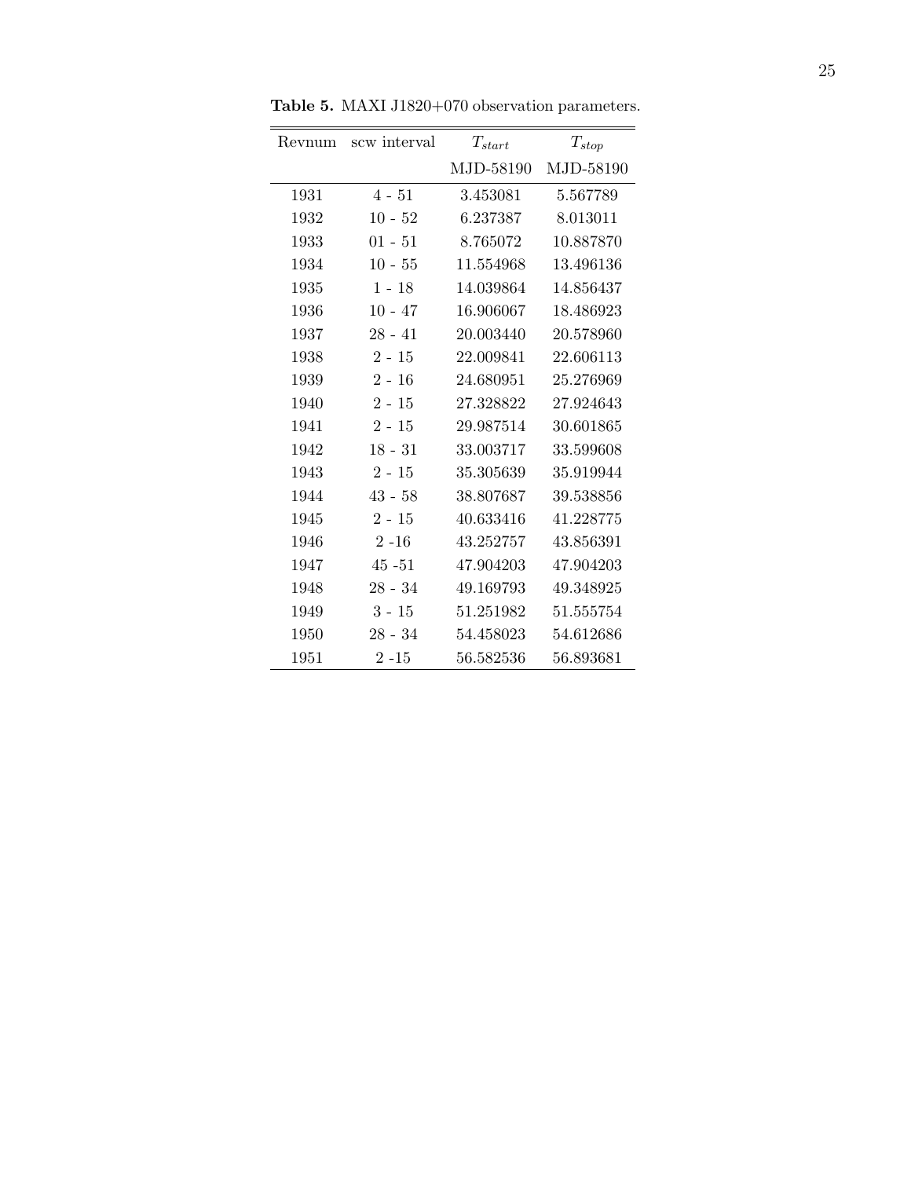**Table 5.** MAXI J1820+070 observation parameters.

| Revnum | scw interval | $T_{start}$ | $T_{stop}$ |
|---|---|---|---|
| | | MJD-58190 | MJD-58190 |
| 1931 | 4 - 51 | 3.453081 | 5.567789 |
| 1932 | 10 - 52 | 6.237387 | 8.013011 |
| 1933 | 01 - 51 | 8.765072 | 10.887870 |
| 1934 | 10 - 55 | 11.554968 | 13.496136 |
| 1935 | 1 - 18 | 14.039864 | 14.856437 |
| 1936 | 10 - 47 | 16.906067 | 18.486923 |
| 1937 | 28 - 41 | 20.003440 | 20.578960 |
| 1938 | 2 - 15 | 22.009841 | 22.606113 |
| 1939 | 2 - 16 | 24.680951 | 25.276969 |
| 1940 | 2 - 15 | 27.328822 | 27.924643 |
| 1941 | 2 - 15 | 29.987514 | 30.601865 |
| 1942 | 18 - 31 | 33.003717 | 33.599608 |
| 1943 | 2 - 15 | 35.305639 | 35.919944 |
| 1944 | 43 - 58 | 38.807687 | 39.538856 |
| 1945 | 2 - 15 | 40.633416 | 41.228775 |
| 1946 | 2 -16 | 43.252757 | 43.856391 |
| 1947 | 45 -51 | 47.904203 | 47.904203 |
| 1948 | 28 - 34 | 49.169793 | 49.348925 |
| 1949 | 3 - 15 | 51.251982 | 51.555754 |
| 1950 | 28 - 34 | 54.458023 | 54.612686 |
| 1951 | 2 -15 | 56.582536 | 56.893681 |